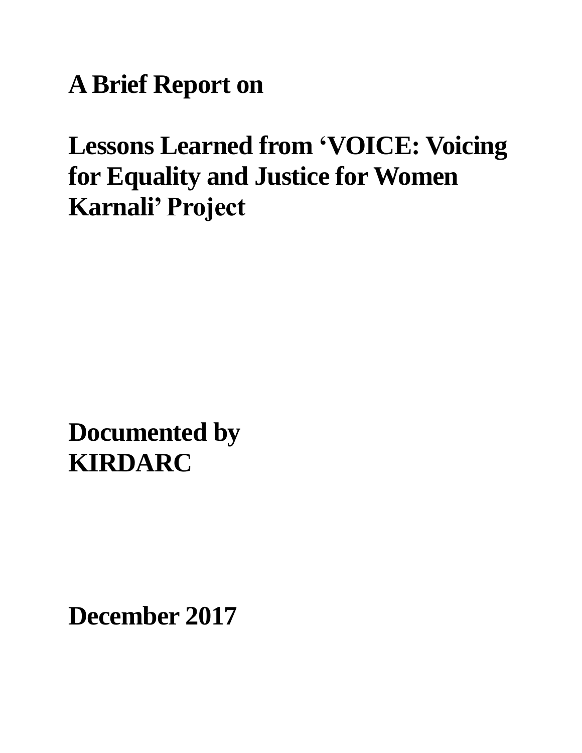# A Brief Report on

# Lessons Learned from 'VOICE: Voicing for Equality and Justice for Women Karnali' Project

**Documented by**
**KIRDARC**

**December 2017**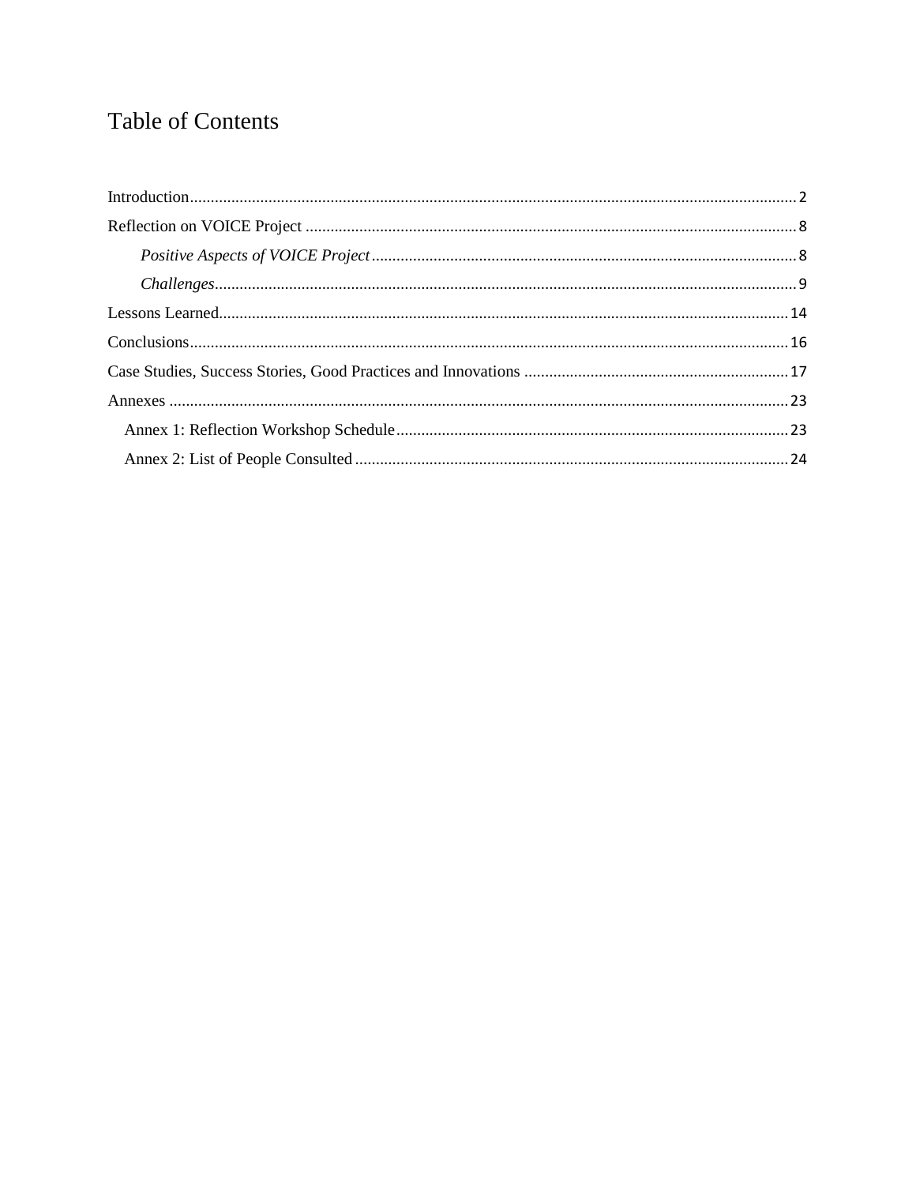# Table of Contents

Introduction.................................................................................................................................2

Reflection on VOICE Project .....................................................................................................8

*Positive Aspects of VOICE Project*.....................................................................................8

*Challenges*...........................................................................................................................9

Lessons Learned........................................................................................................................14

Conclusions...............................................................................................................................16

Case Studies, Success Stories, Good Practices and Innovations ...............................................17

Annexes ....................................................................................................................................23

Annex 1: Reflection Workshop Schedule.............................................................................23

Annex 2: List of People Consulted.......................................................................................24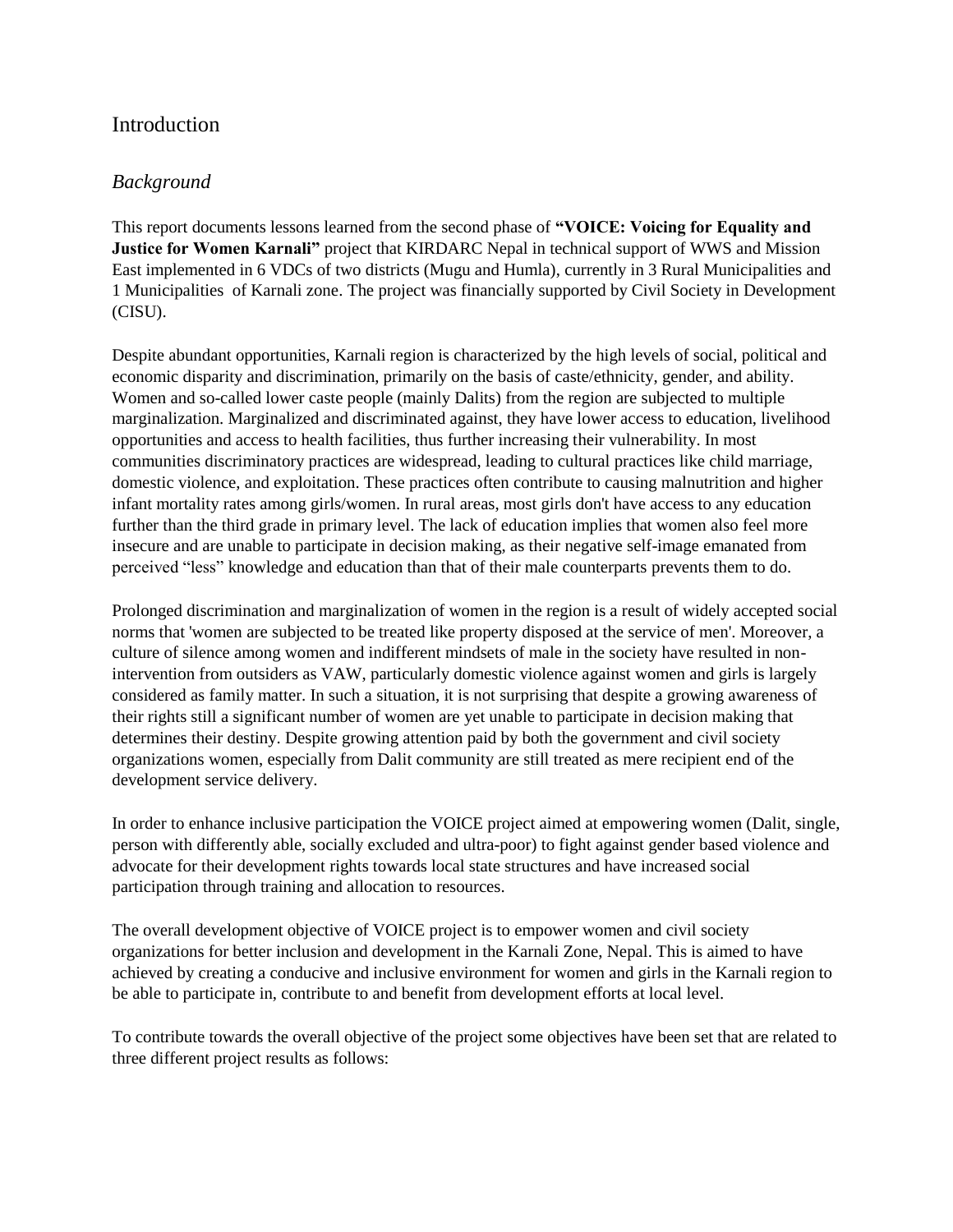## Introduction

### *Background*

This report documents lessons learned from the second phase of **"VOICE: Voicing for Equality and Justice for Women Karnali"** project that KIRDARC Nepal in technical support of WWS and Mission East implemented in 6 VDCs of two districts (Mugu and Humla), currently in 3 Rural Municipalities and 1 Municipalities of Karnali zone. The project was financially supported by Civil Society in Development (CISU).

Despite abundant opportunities, Karnali region is characterized by the high levels of social, political and economic disparity and discrimination, primarily on the basis of caste/ethnicity, gender, and ability. Women and so-called lower caste people (mainly Dalits) from the region are subjected to multiple marginalization. Marginalized and discriminated against, they have lower access to education, livelihood opportunities and access to health facilities, thus further increasing their vulnerability. In most communities discriminatory practices are widespread, leading to cultural practices like child marriage, domestic violence, and exploitation. These practices often contribute to causing malnutrition and higher infant mortality rates among girls/women. In rural areas, most girls don't have access to any education further than the third grade in primary level. The lack of education implies that women also feel more insecure and are unable to participate in decision making, as their negative self-image emanated from perceived "less" knowledge and education than that of their male counterparts prevents them to do.

Prolonged discrimination and marginalization of women in the region is a result of widely accepted social norms that 'women are subjected to be treated like property disposed at the service of men'. Moreover, a culture of silence among women and indifferent mindsets of male in the society have resulted in non-intervention from outsiders as VAW, particularly domestic violence against women and girls is largely considered as family matter. In such a situation, it is not surprising that despite a growing awareness of their rights still a significant number of women are yet unable to participate in decision making that determines their destiny. Despite growing attention paid by both the government and civil society organizations women, especially from Dalit community are still treated as mere recipient end of the development service delivery.

In order to enhance inclusive participation the VOICE project aimed at empowering women (Dalit, single, person with differently able, socially excluded and ultra-poor) to fight against gender based violence and advocate for their development rights towards local state structures and have increased social participation through training and allocation to resources.

The overall development objective of VOICE project is to empower women and civil society organizations for better inclusion and development in the Karnali Zone, Nepal. This is aimed to have achieved by creating a conducive and inclusive environment for women and girls in the Karnali region to be able to participate in, contribute to and benefit from development efforts at local level.

To contribute towards the overall objective of the project some objectives have been set that are related to three different project results as follows: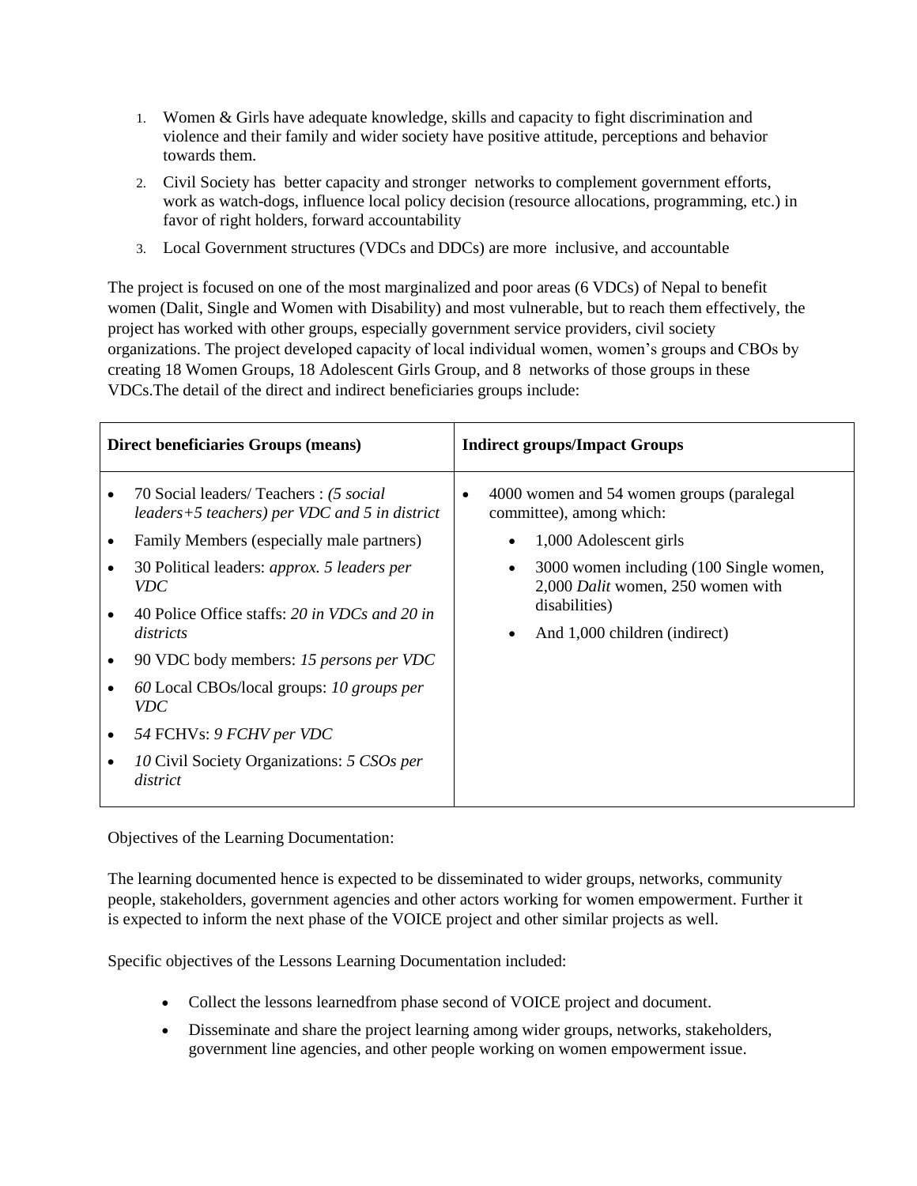1. Women & Girls have adequate knowledge, skills and capacity to fight discrimination and violence and their family and wider society have positive attitude, perceptions and behavior towards them.
2. Civil Society has better capacity and stronger networks to complement government efforts, work as watch-dogs, influence local policy decision (resource allocations, programming, etc.) in favor of right holders, forward accountability
3. Local Government structures (VDCs and DDCs) are more inclusive, and accountable

The project is focused on one of the most marginalized and poor areas (6 VDCs) of Nepal to benefit women (Dalit, Single and Women with Disability) and most vulnerable, but to reach them effectively, the project has worked with other groups, especially government service providers, civil society organizations. The project developed capacity of local individual women, women's groups and CBOs by creating 18 Women Groups, 18 Adolescent Girls Group, and 8 networks of those groups in these VDCs.The detail of the direct and indirect beneficiaries groups include:

| **Direct beneficiaries Groups (means)** | **Indirect groups/Impact Groups** |
|---|---|
| • 70 Social leaders/ Teachers : *(5 social leaders+5 teachers) per VDC and 5 in district*<br>• Family Members (especially male partners)<br>• 30 Political leaders: *approx. 5 leaders per VDC*<br>• 40 Police Office staffs: *20 in VDCs and 20 in districts*<br>• 90 VDC body members: *15 persons per VDC*<br>• *60* Local CBOs/local groups: *10 groups per VDC*<br>• *54* FCHVs: *9 FCHV per VDC*<br>• *10* Civil Society Organizations: *5 CSOs per district* | • 4000 women and 54 women groups (paralegal committee), among which:<br>  • 1,000 Adolescent girls<br>  • 3000 women including (100 Single women, 2,000 *Dalit* women, 250 women with disabilities)<br>  • And 1,000 children (indirect) |

Objectives of the Learning Documentation:

The learning documented hence is expected to be disseminated to wider groups, networks, community people, stakeholders, government agencies and other actors working for women empowerment. Further it is expected to inform the next phase of the VOICE project and other similar projects as well.

Specific objectives of the Lessons Learning Documentation included:

- Collect the lessons learnedfrom phase second of VOICE project and document.
- Disseminate and share the project learning among wider groups, networks, stakeholders, government line agencies, and other people working on women empowerment issue.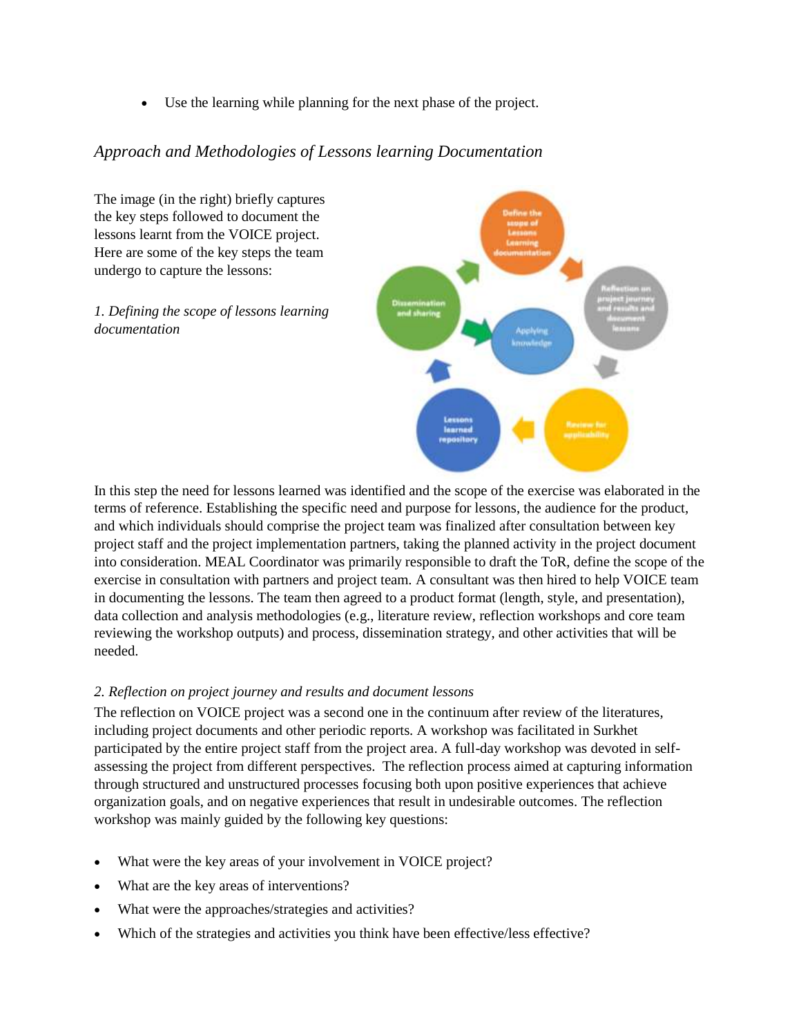- Use the learning while planning for the next phase of the project.

### *Approach and Methodologies of Lessons learning Documentation*

The image (in the right) briefly captures the key steps followed to document the lessons learnt from the VOICE project. Here are some of the key steps the team undergo to capture the lessons:

*1. Defining the scope of lessons learning documentation*

In this step the need for lessons learned was identified and the scope of the exercise was elaborated in the terms of reference. Establishing the specific need and purpose for lessons, the audience for the product, and which individuals should comprise the project team was finalized after consultation between key project staff and the project implementation partners, taking the planned activity in the project document into consideration. MEAL Coordinator was primarily responsible to draft the ToR, define the scope of the exercise in consultation with partners and project team. A consultant was then hired to help VOICE team in documenting the lessons. The team then agreed to a product format (length, style, and presentation), data collection and analysis methodologies (e.g., literature review, reflection workshops and core team reviewing the workshop outputs) and process, dissemination strategy, and other activities that will be needed.

*2. Reflection on project journey and results and document lessons*

The reflection on VOICE project was a second one in the continuum after review of the literatures, including project documents and other periodic reports. A workshop was facilitated in Surkhet participated by the entire project staff from the project area. A full-day workshop was devoted in self-assessing the project from different perspectives. The reflection process aimed at capturing information through structured and unstructured processes focusing both upon positive experiences that achieve organization goals, and on negative experiences that result in undesirable outcomes. The reflection workshop was mainly guided by the following key questions:

- What were the key areas of your involvement in VOICE project?
- What are the key areas of interventions?
- What were the approaches/strategies and activities?
- Which of the strategies and activities you think have been effective/less effective?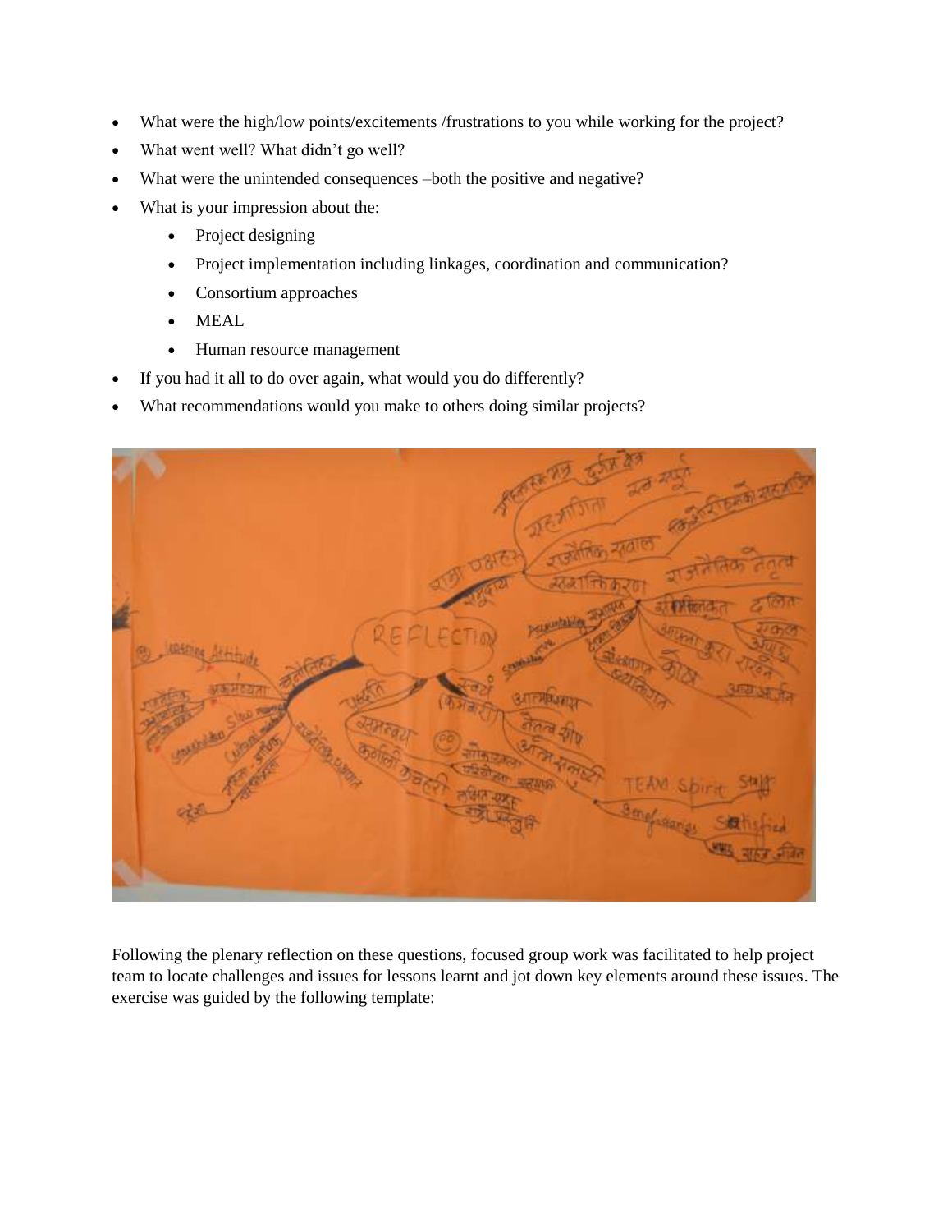- What were the high/low points/excitements /frustrations to you while working for the project?
- What went well? What didn't go well?
- What were the unintended consequences –both the positive and negative?
- What is your impression about the:
    - Project designing
    - Project implementation including linkages, coordination and communication?
    - Consortium approaches
    - MEAL
    - Human resource management
- If you had it all to do over again, what would you do differently?
- What recommendations would you make to others doing similar projects?

Following the plenary reflection on these questions, focused group work was facilitated to help project team to locate challenges and issues for lessons learnt and jot down key elements around these issues. The exercise was guided by the following template: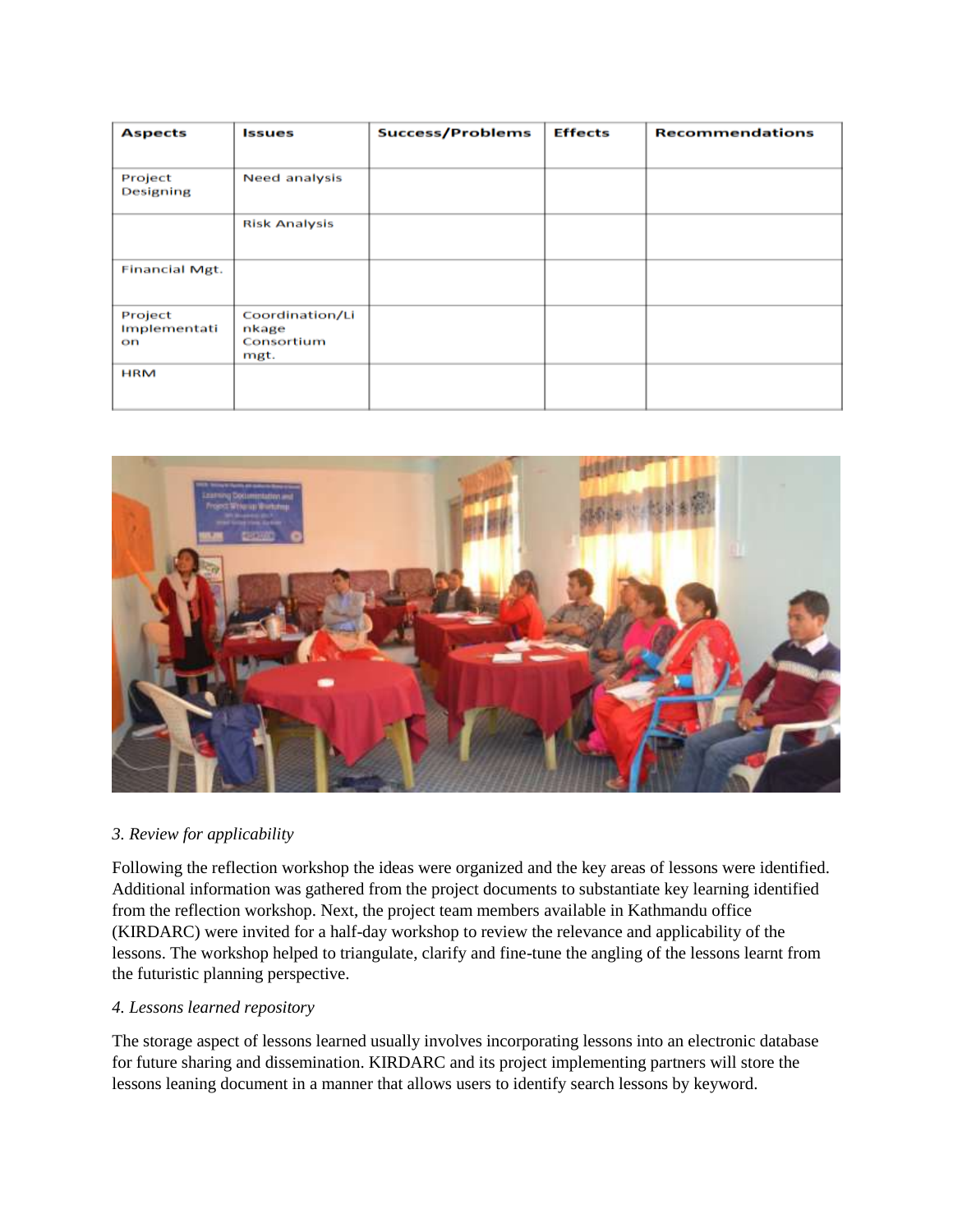| Aspects | Issues | Success/Problems | Effects | Recommendations |
|---|---|---|---|---|
| Project Designing | Need analysis | | | |
| | Risk Analysis | | | |
| Financial Mgt. | | | | |
| Project Implementation | Coordination/Linkage Consortium mgt. | | | |
| HRM | | | | |

*3. Review for applicability*

Following the reflection workshop the ideas were organized and the key areas of lessons were identified. Additional information was gathered from the project documents to substantiate key learning identified from the reflection workshop. Next, the project team members available in Kathmandu office (KIRDARC) were invited for a half-day workshop to review the relevance and applicability of the lessons. The workshop helped to triangulate, clarify and fine-tune the angling of the lessons learnt from the futuristic planning perspective.

*4. Lessons learned repository*

The storage aspect of lessons learned usually involves incorporating lessons into an electronic database for future sharing and dissemination. KIRDARC and its project implementing partners will store the lessons leaning document in a manner that allows users to identify search lessons by keyword.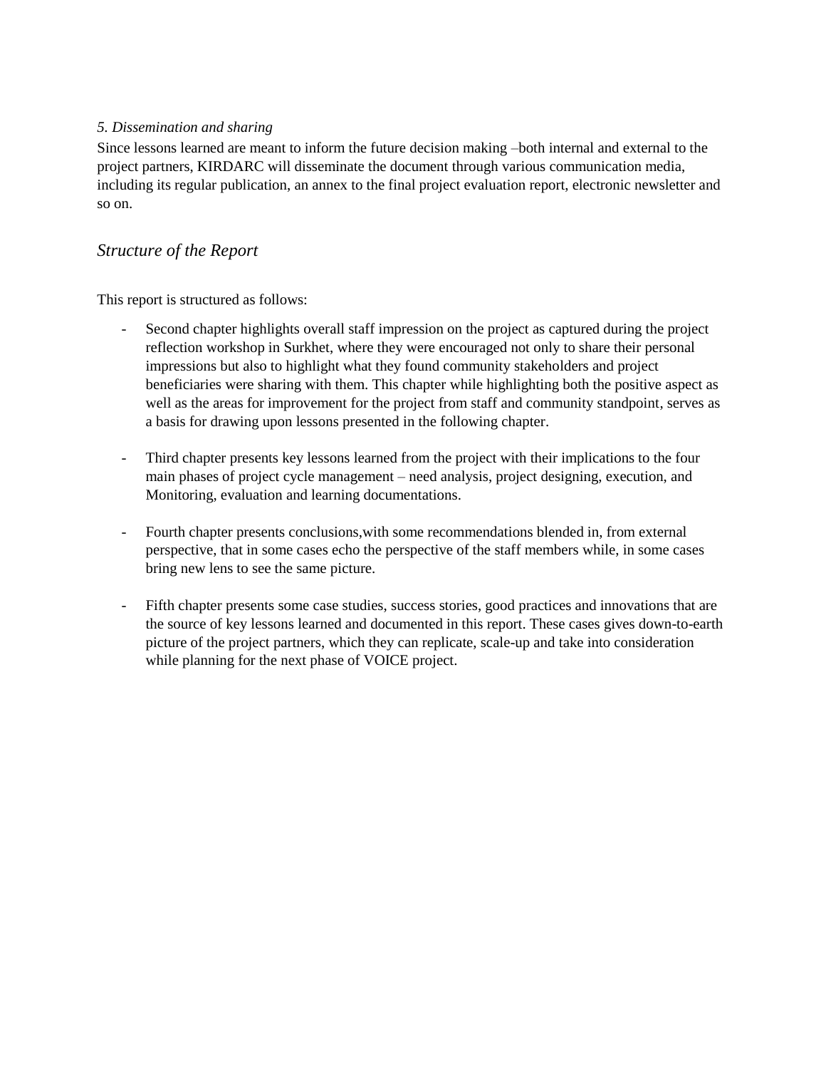*5. Dissemination and sharing*

Since lessons learned are meant to inform the future decision making –both internal and external to the project partners, KIRDARC will disseminate the document through various communication media, including its regular publication, an annex to the final project evaluation report, electronic newsletter and so on.

## *Structure of the Report*

This report is structured as follows:

- Second chapter highlights overall staff impression on the project as captured during the project reflection workshop in Surkhet, where they were encouraged not only to share their personal impressions but also to highlight what they found community stakeholders and project beneficiaries were sharing with them. This chapter while highlighting both the positive aspect as well as the areas for improvement for the project from staff and community standpoint, serves as a basis for drawing upon lessons presented in the following chapter.

- Third chapter presents key lessons learned from the project with their implications to the four main phases of project cycle management – need analysis, project designing, execution, and Monitoring, evaluation and learning documentations.

- Fourth chapter presents conclusions,with some recommendations blended in, from external perspective, that in some cases echo the perspective of the staff members while, in some cases bring new lens to see the same picture.

- Fifth chapter presents some case studies, success stories, good practices and innovations that are the source of key lessons learned and documented in this report. These cases gives down-to-earth picture of the project partners, which they can replicate, scale-up and take into consideration while planning for the next phase of VOICE project.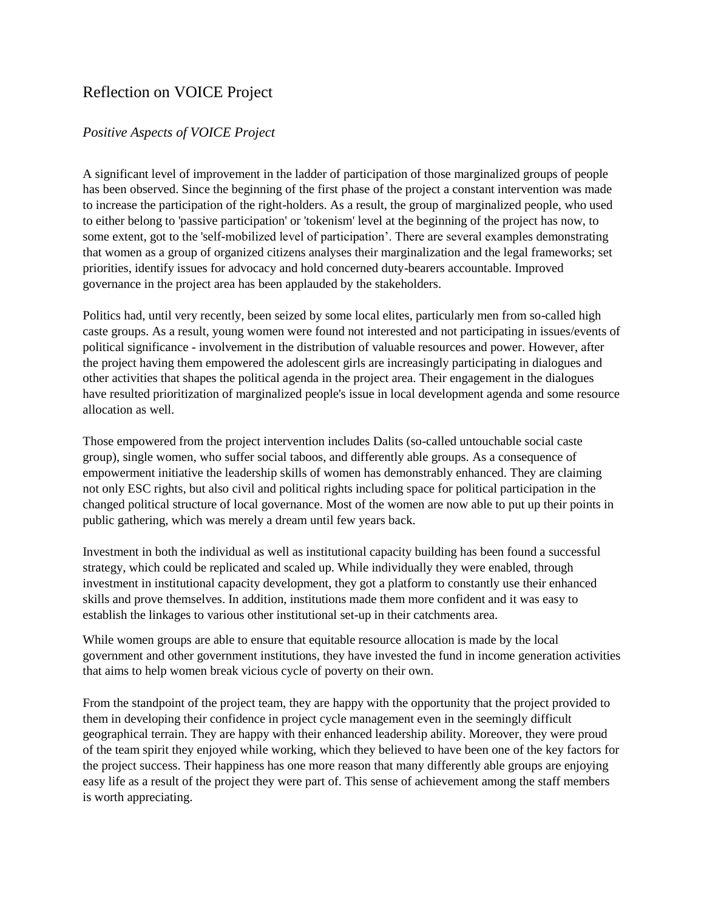## Reflection on VOICE Project

### *Positive Aspects of VOICE Project*

A significant level of improvement in the ladder of participation of those marginalized groups of people has been observed. Since the beginning of the first phase of the project a constant intervention was made to increase the participation of the right-holders. As a result, the group of marginalized people, who used to either belong to 'passive participation' or 'tokenism' level at the beginning of the project has now, to some extent, got to the 'self-mobilized level of participation'. There are several examples demonstrating that women as a group of organized citizens analyses their marginalization and the legal frameworks; set priorities, identify issues for advocacy and hold concerned duty-bearers accountable. Improved governance in the project area has been applauded by the stakeholders.

Politics had, until very recently, been seized by some local elites, particularly men from so-called high caste groups. As a result, young women were found not interested and not participating in issues/events of political significance - involvement in the distribution of valuable resources and power. However, after the project having them empowered the adolescent girls are increasingly participating in dialogues and other activities that shapes the political agenda in the project area. Their engagement in the dialogues have resulted prioritization of marginalized people's issue in local development agenda and some resource allocation as well.

Those empowered from the project intervention includes Dalits (so-called untouchable social caste group), single women, who suffer social taboos, and differently able groups. As a consequence of empowerment initiative the leadership skills of women has demonstrably enhanced. They are claiming not only ESC rights, but also civil and political rights including space for political participation in the changed political structure of local governance. Most of the women are now able to put up their points in public gathering, which was merely a dream until few years back.

Investment in both the individual as well as institutional capacity building has been found a successful strategy, which could be replicated and scaled up. While individually they were enabled, through investment in institutional capacity development, they got a platform to constantly use their enhanced skills and prove themselves. In addition, institutions made them more confident and it was easy to establish the linkages to various other institutional set-up in their catchments area.

While women groups are able to ensure that equitable resource allocation is made by the local government and other government institutions, they have invested the fund in income generation activities that aims to help women break vicious cycle of poverty on their own.

From the standpoint of the project team, they are happy with the opportunity that the project provided to them in developing their confidence in project cycle management even in the seemingly difficult geographical terrain. They are happy with their enhanced leadership ability. Moreover, they were proud of the team spirit they enjoyed while working, which they believed to have been one of the key factors for the project success. Their happiness has one more reason that many differently able groups are enjoying easy life as a result of the project they were part of. This sense of achievement among the staff members is worth appreciating.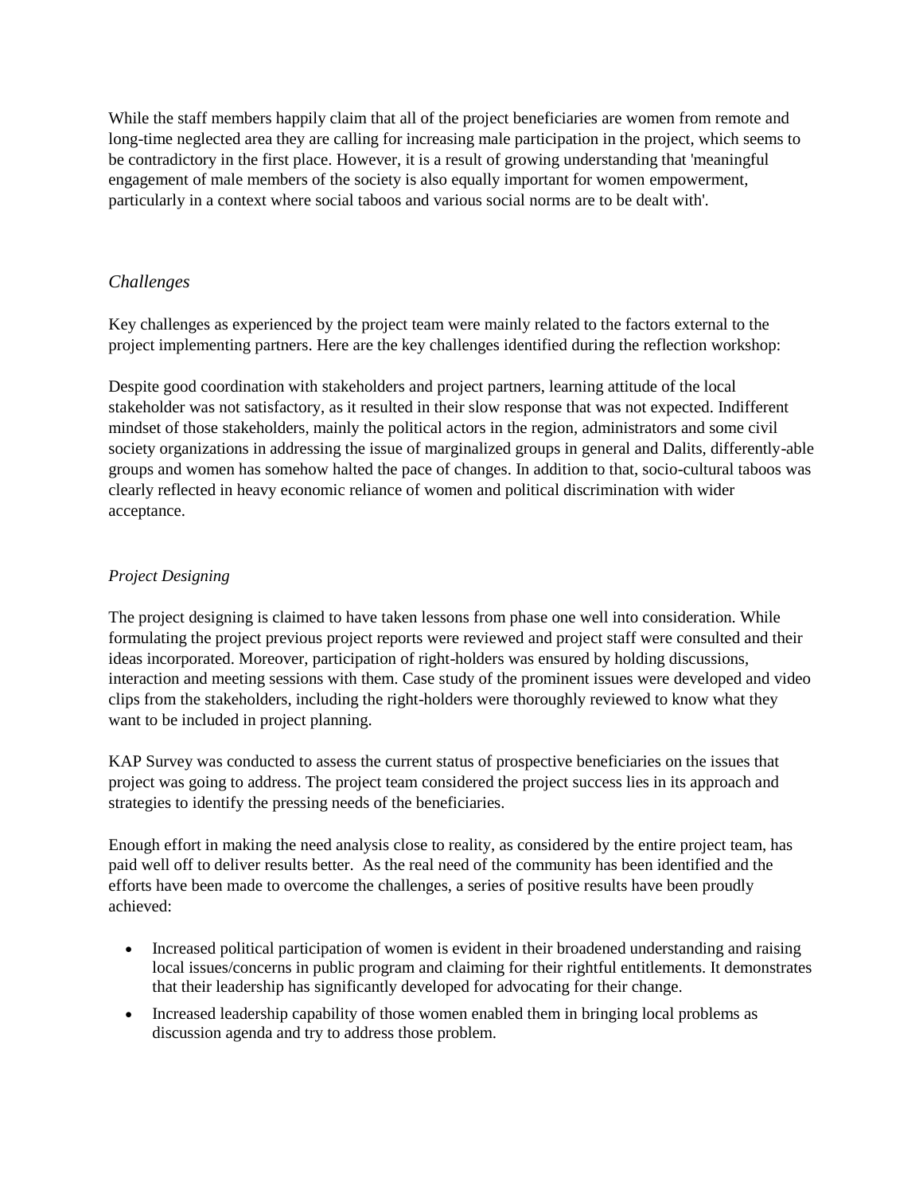While the staff members happily claim that all of the project beneficiaries are women from remote and long-time neglected area they are calling for increasing male participation in the project, which seems to be contradictory in the first place. However, it is a result of growing understanding that 'meaningful engagement of male members of the society is also equally important for women empowerment, particularly in a context where social taboos and various social norms are to be dealt with'.

### *Challenges*

Key challenges as experienced by the project team were mainly related to the factors external to the project implementing partners. Here are the key challenges identified during the reflection workshop:

Despite good coordination with stakeholders and project partners, learning attitude of the local stakeholder was not satisfactory, as it resulted in their slow response that was not expected. Indifferent mindset of those stakeholders, mainly the political actors in the region, administrators and some civil society organizations in addressing the issue of marginalized groups in general and Dalits, differently-able groups and women has somehow halted the pace of changes. In addition to that, socio-cultural taboos was clearly reflected in heavy economic reliance of women and political discrimination with wider acceptance.

### *Project Designing*

The project designing is claimed to have taken lessons from phase one well into consideration. While formulating the project previous project reports were reviewed and project staff were consulted and their ideas incorporated. Moreover, participation of right-holders was ensured by holding discussions, interaction and meeting sessions with them. Case study of the prominent issues were developed and video clips from the stakeholders, including the right-holders were thoroughly reviewed to know what they want to be included in project planning.

KAP Survey was conducted to assess the current status of prospective beneficiaries on the issues that project was going to address. The project team considered the project success lies in its approach and strategies to identify the pressing needs of the beneficiaries.

Enough effort in making the need analysis close to reality, as considered by the entire project team, has paid well off to deliver results better. As the real need of the community has been identified and the efforts have been made to overcome the challenges, a series of positive results have been proudly achieved:

- Increased political participation of women is evident in their broadened understanding and raising local issues/concerns in public program and claiming for their rightful entitlements. It demonstrates that their leadership has significantly developed for advocating for their change.
- Increased leadership capability of those women enabled them in bringing local problems as discussion agenda and try to address those problem.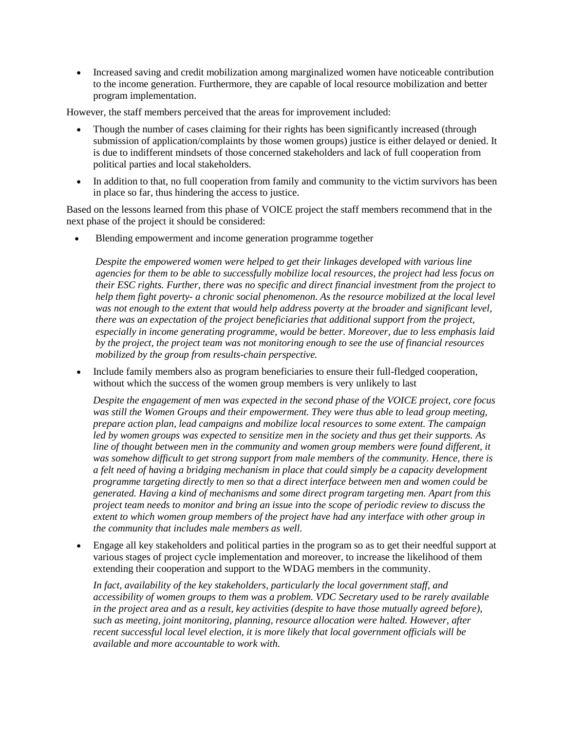- Increased saving and credit mobilization among marginalized women have noticeable contribution to the income generation. Furthermore, they are capable of local resource mobilization and better program implementation.

However, the staff members perceived that the areas for improvement included:

- Though the number of cases claiming for their rights has been significantly increased (through submission of application/complaints by those women groups) justice is either delayed or denied. It is due to indifferent mindsets of those concerned stakeholders and lack of full cooperation from political parties and local stakeholders.
- In addition to that, no full cooperation from family and community to the victim survivors has been in place so far, thus hindering the access to justice.

Based on the lessons learned from this phase of VOICE project the staff members recommend that in the next phase of the project it should be considered:

- Blending empowerment and income generation programme together

  *Despite the empowered women were helped to get their linkages developed with various line agencies for them to be able to successfully mobilize local resources, the project had less focus on their ESC rights. Further, there was no specific and direct financial investment from the project to help them fight poverty- a chronic social phenomenon. As the resource mobilized at the local level was not enough to the extent that would help address poverty at the broader and significant level, there was an expectation of the project beneficiaries that additional support from the project, especially in income generating programme, would be better. Moreover, due to less emphasis laid by the project, the project team was not monitoring enough to see the use of financial resources mobilized by the group from results-chain perspective.*

- Include family members also as program beneficiaries to ensure their full-fledged cooperation, without which the success of the women group members is very unlikely to last

  *Despite the engagement of men was expected in the second phase of the VOICE project, core focus was still the Women Groups and their empowerment. They were thus able to lead group meeting, prepare action plan, lead campaigns and mobilize local resources to some extent. The campaign led by women groups was expected to sensitize men in the society and thus get their supports. As line of thought between men in the community and women group members were found different, it was somehow difficult to get strong support from male members of the community. Hence, there is a felt need of having a bridging mechanism in place that could simply be a capacity development programme targeting directly to men so that a direct interface between men and women could be generated. Having a kind of mechanisms and some direct program targeting men. Apart from this project team needs to monitor and bring an issue into the scope of periodic review to discuss the extent to which women group members of the project have had any interface with other group in the community that includes male members as well.*

- Engage all key stakeholders and political parties in the program so as to get their needful support at various stages of project cycle implementation and moreover, to increase the likelihood of them extending their cooperation and support to the WDAG members in the community.

  *In fact, availability of the key stakeholders, particularly the local government staff, and accessibility of women groups to them was a problem. VDC Secretary used to be rarely available in the project area and as a result, key activities (despite to have those mutually agreed before), such as meeting, joint monitoring, planning, resource allocation were halted. However, after recent successful local level election, it is more likely that local government officials will be available and more accountable to work with.*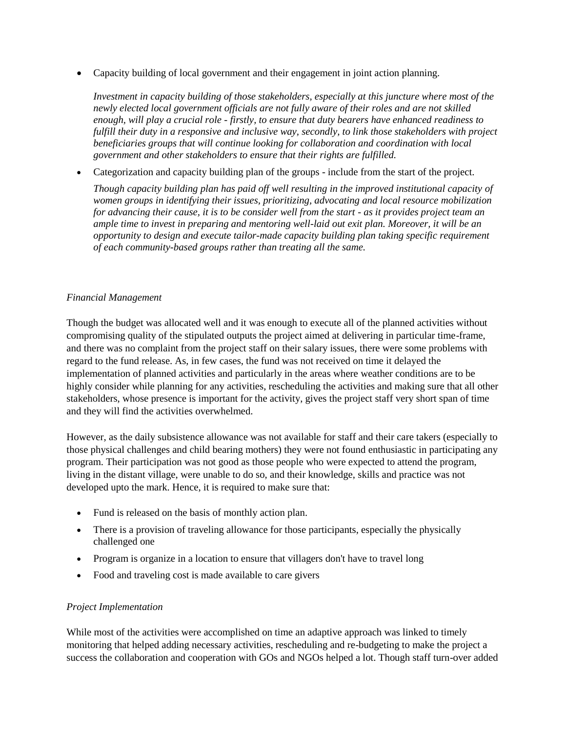- Capacity building of local government and their engagement in joint action planning.

  *Investment in capacity building of those stakeholders, especially at this juncture where most of the newly elected local government officials are not fully aware of their roles and are not skilled enough, will play a crucial role - firstly, to ensure that duty bearers have enhanced readiness to fulfill their duty in a responsive and inclusive way, secondly, to link those stakeholders with project beneficiaries groups that will continue looking for collaboration and coordination with local government and other stakeholders to ensure that their rights are fulfilled.*

- Categorization and capacity building plan of the groups - include from the start of the project.

  *Though capacity building plan has paid off well resulting in the improved institutional capacity of women groups in identifying their issues, prioritizing, advocating and local resource mobilization for advancing their cause, it is to be consider well from the start - as it provides project team an ample time to invest in preparing and mentoring well-laid out exit plan. Moreover, it will be an opportunity to design and execute tailor-made capacity building plan taking specific requirement of each community-based groups rather than treating all the same.*

*Financial Management*

Though the budget was allocated well and it was enough to execute all of the planned activities without compromising quality of the stipulated outputs the project aimed at delivering in particular time-frame, and there was no complaint from the project staff on their salary issues, there were some problems with regard to the fund release. As, in few cases, the fund was not received on time it delayed the implementation of planned activities and particularly in the areas where weather conditions are to be highly consider while planning for any activities, rescheduling the activities and making sure that all other stakeholders, whose presence is important for the activity, gives the project staff very short span of time and they will find the activities overwhelmed.

However, as the daily subsistence allowance was not available for staff and their care takers (especially to those physical challenges and child bearing mothers) they were not found enthusiastic in participating any program. Their participation was not good as those people who were expected to attend the program, living in the distant village, were unable to do so, and their knowledge, skills and practice was not developed upto the mark. Hence, it is required to make sure that:

- Fund is released on the basis of monthly action plan.
- There is a provision of traveling allowance for those participants, especially the physically challenged one
- Program is organize in a location to ensure that villagers don't have to travel long
- Food and traveling cost is made available to care givers

*Project Implementation*

While most of the activities were accomplished on time an adaptive approach was linked to timely monitoring that helped adding necessary activities, rescheduling and re-budgeting to make the project a success the collaboration and cooperation with GOs and NGOs helped a lot. Though staff turn-over added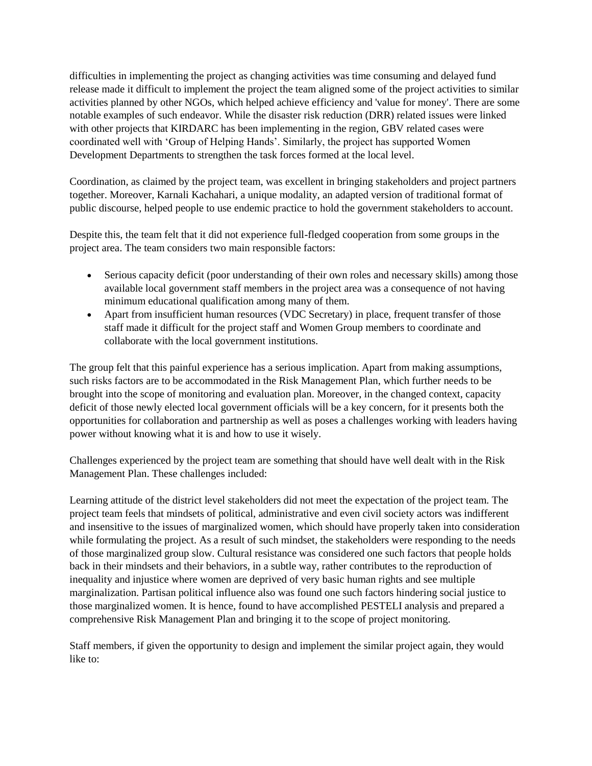difficulties in implementing the project as changing activities was time consuming and delayed fund release made it difficult to implement the project the team aligned some of the project activities to similar activities planned by other NGOs, which helped achieve efficiency and 'value for money'. There are some notable examples of such endeavor. While the disaster risk reduction (DRR) related issues were linked with other projects that KIRDARC has been implementing in the region, GBV related cases were coordinated well with 'Group of Helping Hands'. Similarly, the project has supported Women Development Departments to strengthen the task forces formed at the local level.

Coordination, as claimed by the project team, was excellent in bringing stakeholders and project partners together. Moreover, Karnali Kachahari, a unique modality, an adapted version of traditional format of public discourse, helped people to use endemic practice to hold the government stakeholders to account.

Despite this, the team felt that it did not experience full-fledged cooperation from some groups in the project area. The team considers two main responsible factors:

- Serious capacity deficit (poor understanding of their own roles and necessary skills) among those available local government staff members in the project area was a consequence of not having minimum educational qualification among many of them.
- Apart from insufficient human resources (VDC Secretary) in place, frequent transfer of those staff made it difficult for the project staff and Women Group members to coordinate and collaborate with the local government institutions.

The group felt that this painful experience has a serious implication. Apart from making assumptions, such risks factors are to be accommodated in the Risk Management Plan, which further needs to be brought into the scope of monitoring and evaluation plan. Moreover, in the changed context, capacity deficit of those newly elected local government officials will be a key concern, for it presents both the opportunities for collaboration and partnership as well as poses a challenges working with leaders having power without knowing what it is and how to use it wisely.

Challenges experienced by the project team are something that should have well dealt with in the Risk Management Plan. These challenges included:

Learning attitude of the district level stakeholders did not meet the expectation of the project team. The project team feels that mindsets of political, administrative and even civil society actors was indifferent and insensitive to the issues of marginalized women, which should have properly taken into consideration while formulating the project. As a result of such mindset, the stakeholders were responding to the needs of those marginalized group slow. Cultural resistance was considered one such factors that people holds back in their mindsets and their behaviors, in a subtle way, rather contributes to the reproduction of inequality and injustice where women are deprived of very basic human rights and see multiple marginalization. Partisan political influence also was found one such factors hindering social justice to those marginalized women. It is hence, found to have accomplished PESTELI analysis and prepared a comprehensive Risk Management Plan and bringing it to the scope of project monitoring.

Staff members, if given the opportunity to design and implement the similar project again, they would like to: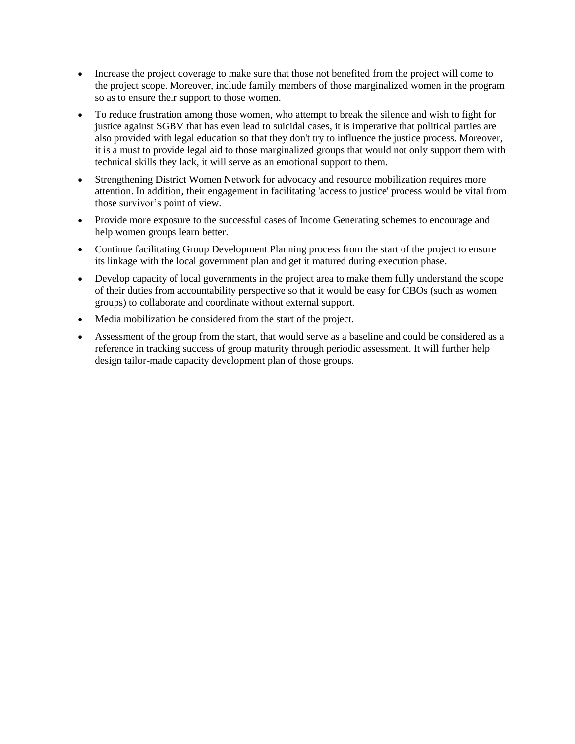- Increase the project coverage to make sure that those not benefited from the project will come to the project scope. Moreover, include family members of those marginalized women in the program so as to ensure their support to those women.
- To reduce frustration among those women, who attempt to break the silence and wish to fight for justice against SGBV that has even lead to suicidal cases, it is imperative that political parties are also provided with legal education so that they don't try to influence the justice process. Moreover, it is a must to provide legal aid to those marginalized groups that would not only support them with technical skills they lack, it will serve as an emotional support to them.
- Strengthening District Women Network for advocacy and resource mobilization requires more attention. In addition, their engagement in facilitating 'access to justice' process would be vital from those survivor's point of view.
- Provide more exposure to the successful cases of Income Generating schemes to encourage and help women groups learn better.
- Continue facilitating Group Development Planning process from the start of the project to ensure its linkage with the local government plan and get it matured during execution phase.
- Develop capacity of local governments in the project area to make them fully understand the scope of their duties from accountability perspective so that it would be easy for CBOs (such as women groups) to collaborate and coordinate without external support.
- Media mobilization be considered from the start of the project.
- Assessment of the group from the start, that would serve as a baseline and could be considered as a reference in tracking success of group maturity through periodic assessment. It will further help design tailor-made capacity development plan of those groups.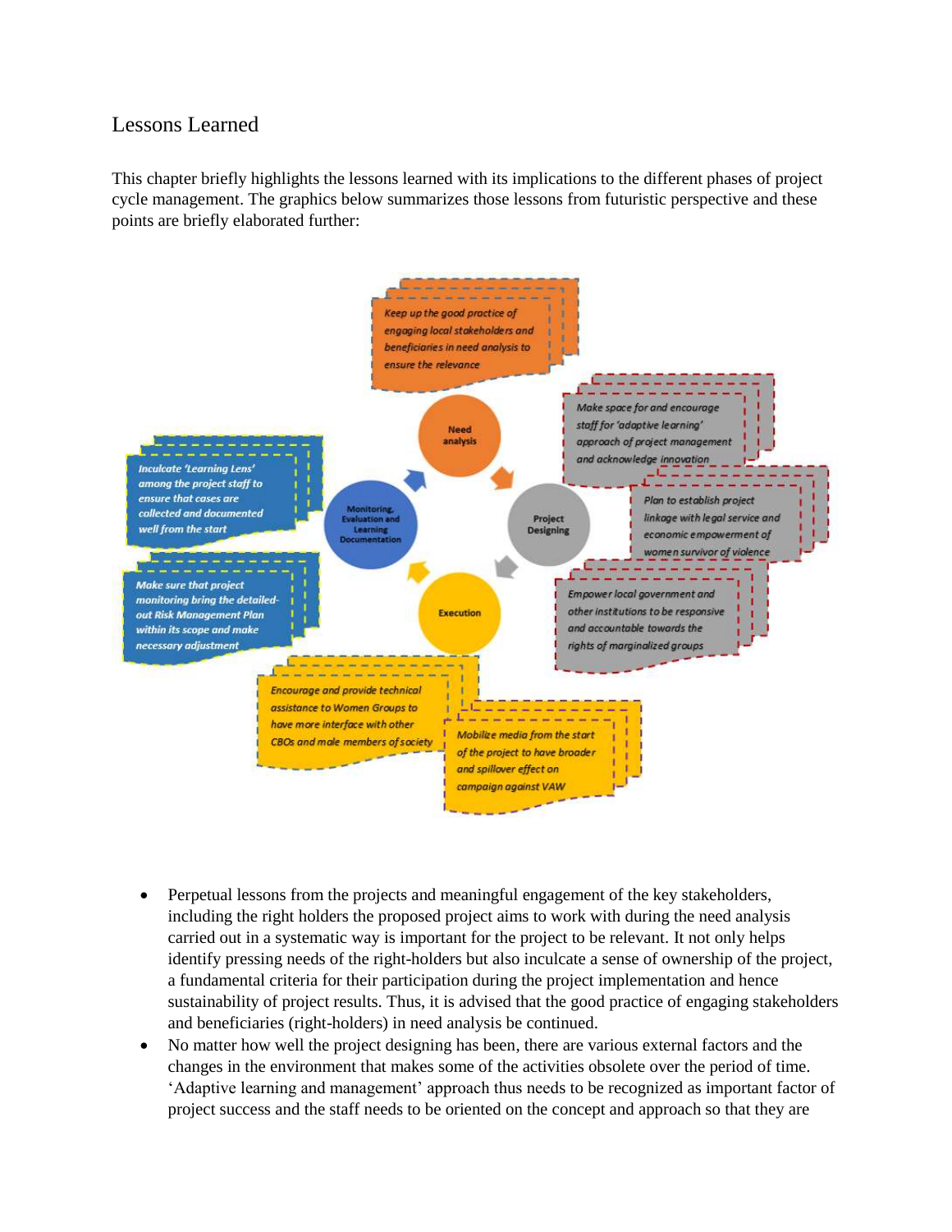## Lessons Learned

This chapter briefly highlights the lessons learned with its implications to the different phases of project cycle management. The graphics below summarizes those lessons from futuristic perspective and these points are briefly elaborated further:

**Need analysis**
- Keep up the good practice of engaging local stakeholders and beneficiaries in need analysis to ensure the relevance

**Project Designing**
- Make space for and encourage staff for 'adaptive learning' approach of project management and acknowledge innovation
- Plan to establish project linkage with legal service and economic empowerment of women survivor of violence
- Empower local government and other institutions to be responsive and accountable towards the rights of marginalized groups

**Execution**
- Encourage and provide technical assistance to Women Groups to have more interface with other CBOs and male members of society
- Mobilize media from the start of the project to have broader and spillover effect on campaign against VAW

**Monitoring, Evaluation and Learning Documentation**
- Inculcate 'Learning Lens' among the project staff to ensure that cases are collected and documented well from the start
- Make sure that project monitoring bring the detailed-out Risk Management Plan within its scope and make necessary adjustment

- Perpetual lessons from the projects and meaningful engagement of the key stakeholders, including the right holders the proposed project aims to work with during the need analysis carried out in a systematic way is important for the project to be relevant. It not only helps identify pressing needs of the right-holders but also inculcate a sense of ownership of the project, a fundamental criteria for their participation during the project implementation and hence sustainability of project results. Thus, it is advised that the good practice of engaging stakeholders and beneficiaries (right-holders) in need analysis be continued.
- No matter how well the project designing has been, there are various external factors and the changes in the environment that makes some of the activities obsolete over the period of time. 'Adaptive learning and management' approach thus needs to be recognized as important factor of project success and the staff needs to be oriented on the concept and approach so that they are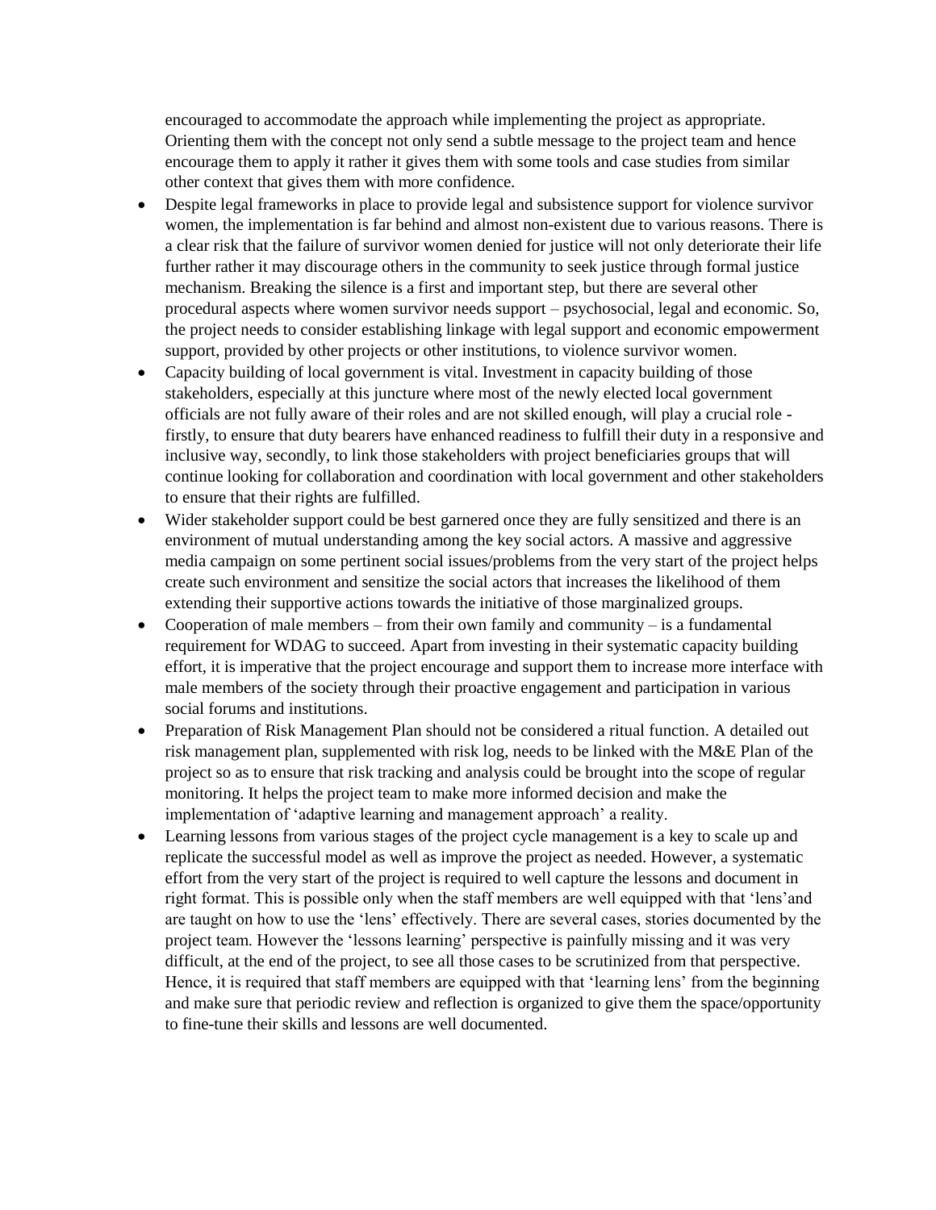encouraged to accommodate the approach while implementing the project as appropriate. Orienting them with the concept not only send a subtle message to the project team and hence encourage them to apply it rather it gives them with some tools and case studies from similar other context that gives them with more confidence.

- Despite legal frameworks in place to provide legal and subsistence support for violence survivor women, the implementation is far behind and almost non-existent due to various reasons. There is a clear risk that the failure of survivor women denied for justice will not only deteriorate their life further rather it may discourage others in the community to seek justice through formal justice mechanism. Breaking the silence is a first and important step, but there are several other procedural aspects where women survivor needs support – psychosocial, legal and economic. So, the project needs to consider establishing linkage with legal support and economic empowerment support, provided by other projects or other institutions, to violence survivor women.
- Capacity building of local government is vital. Investment in capacity building of those stakeholders, especially at this juncture where most of the newly elected local government officials are not fully aware of their roles and are not skilled enough, will play a crucial role - firstly, to ensure that duty bearers have enhanced readiness to fulfill their duty in a responsive and inclusive way, secondly, to link those stakeholders with project beneficiaries groups that will continue looking for collaboration and coordination with local government and other stakeholders to ensure that their rights are fulfilled.
- Wider stakeholder support could be best garnered once they are fully sensitized and there is an environment of mutual understanding among the key social actors. A massive and aggressive media campaign on some pertinent social issues/problems from the very start of the project helps create such environment and sensitize the social actors that increases the likelihood of them extending their supportive actions towards the initiative of those marginalized groups.
- Cooperation of male members – from their own family and community – is a fundamental requirement for WDAG to succeed. Apart from investing in their systematic capacity building effort, it is imperative that the project encourage and support them to increase more interface with male members of the society through their proactive engagement and participation in various social forums and institutions.
- Preparation of Risk Management Plan should not be considered a ritual function. A detailed out risk management plan, supplemented with risk log, needs to be linked with the M&E Plan of the project so as to ensure that risk tracking and analysis could be brought into the scope of regular monitoring. It helps the project team to make more informed decision and make the implementation of 'adaptive learning and management approach' a reality.
- Learning lessons from various stages of the project cycle management is a key to scale up and replicate the successful model as well as improve the project as needed. However, a systematic effort from the very start of the project is required to well capture the lessons and document in right format. This is possible only when the staff members are well equipped with that 'lens'and are taught on how to use the 'lens' effectively. There are several cases, stories documented by the project team. However the 'lessons learning' perspective is painfully missing and it was very difficult, at the end of the project, to see all those cases to be scrutinized from that perspective. Hence, it is required that staff members are equipped with that 'learning lens' from the beginning and make sure that periodic review and reflection is organized to give them the space/opportunity to fine-tune their skills and lessons are well documented.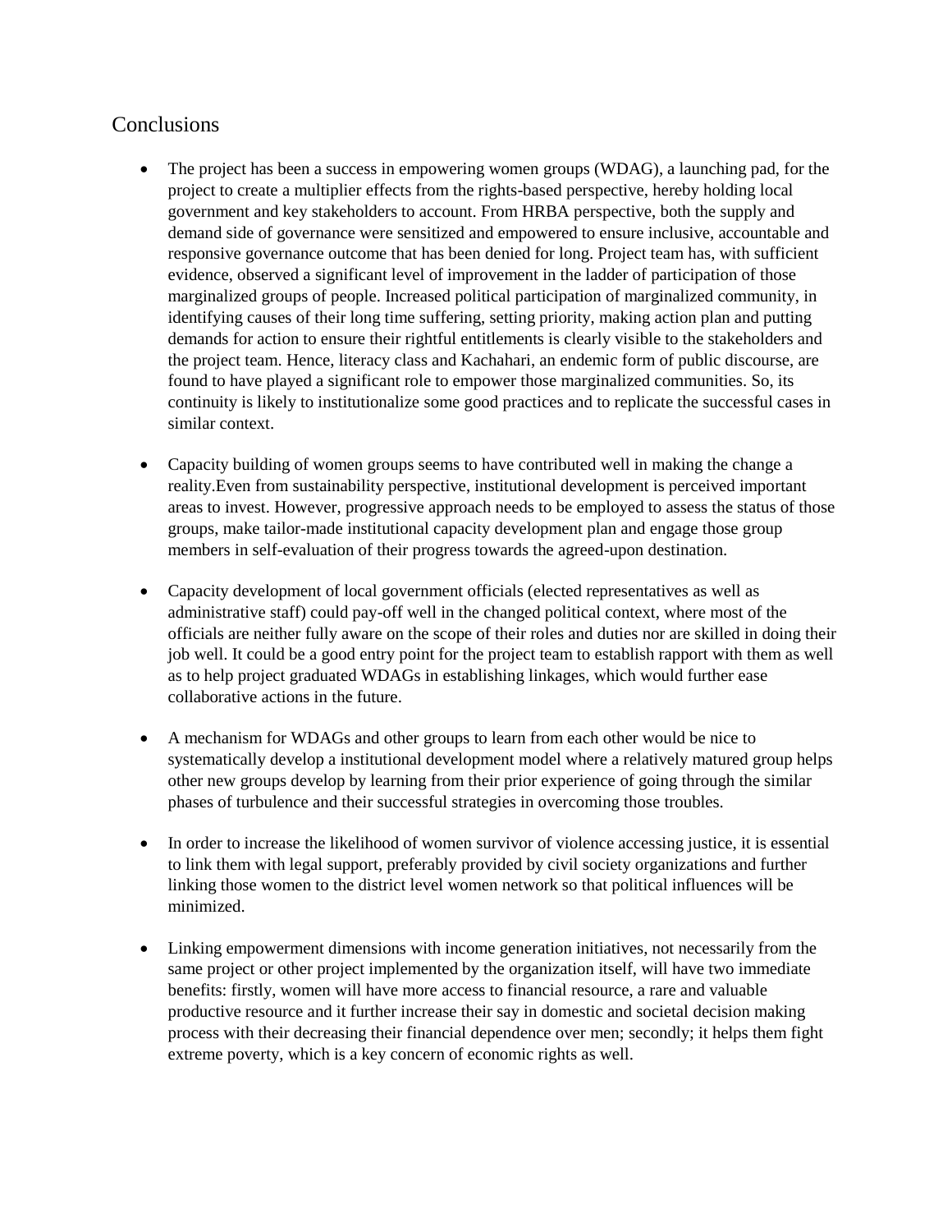## Conclusions

- The project has been a success in empowering women groups (WDAG), a launching pad, for the project to create a multiplier effects from the rights-based perspective, hereby holding local government and key stakeholders to account. From HRBA perspective, both the supply and demand side of governance were sensitized and empowered to ensure inclusive, accountable and responsive governance outcome that has been denied for long. Project team has, with sufficient evidence, observed a significant level of improvement in the ladder of participation of those marginalized groups of people. Increased political participation of marginalized community, in identifying causes of their long time suffering, setting priority, making action plan and putting demands for action to ensure their rightful entitlements is clearly visible to the stakeholders and the project team. Hence, literacy class and Kachahari, an endemic form of public discourse, are found to have played a significant role to empower those marginalized communities. So, its continuity is likely to institutionalize some good practices and to replicate the successful cases in similar context.

- Capacity building of women groups seems to have contributed well in making the change a reality.Even from sustainability perspective, institutional development is perceived important areas to invest. However, progressive approach needs to be employed to assess the status of those groups, make tailor-made institutional capacity development plan and engage those group members in self-evaluation of their progress towards the agreed-upon destination.

- Capacity development of local government officials (elected representatives as well as administrative staff) could pay-off well in the changed political context, where most of the officials are neither fully aware on the scope of their roles and duties nor are skilled in doing their job well. It could be a good entry point for the project team to establish rapport with them as well as to help project graduated WDAGs in establishing linkages, which would further ease collaborative actions in the future.

- A mechanism for WDAGs and other groups to learn from each other would be nice to systematically develop a institutional development model where a relatively matured group helps other new groups develop by learning from their prior experience of going through the similar phases of turbulence and their successful strategies in overcoming those troubles.

- In order to increase the likelihood of women survivor of violence accessing justice, it is essential to link them with legal support, preferably provided by civil society organizations and further linking those women to the district level women network so that political influences will be minimized.

- Linking empowerment dimensions with income generation initiatives, not necessarily from the same project or other project implemented by the organization itself, will have two immediate benefits: firstly, women will have more access to financial resource, a rare and valuable productive resource and it further increase their say in domestic and societal decision making process with their decreasing their financial dependence over men; secondly; it helps them fight extreme poverty, which is a key concern of economic rights as well.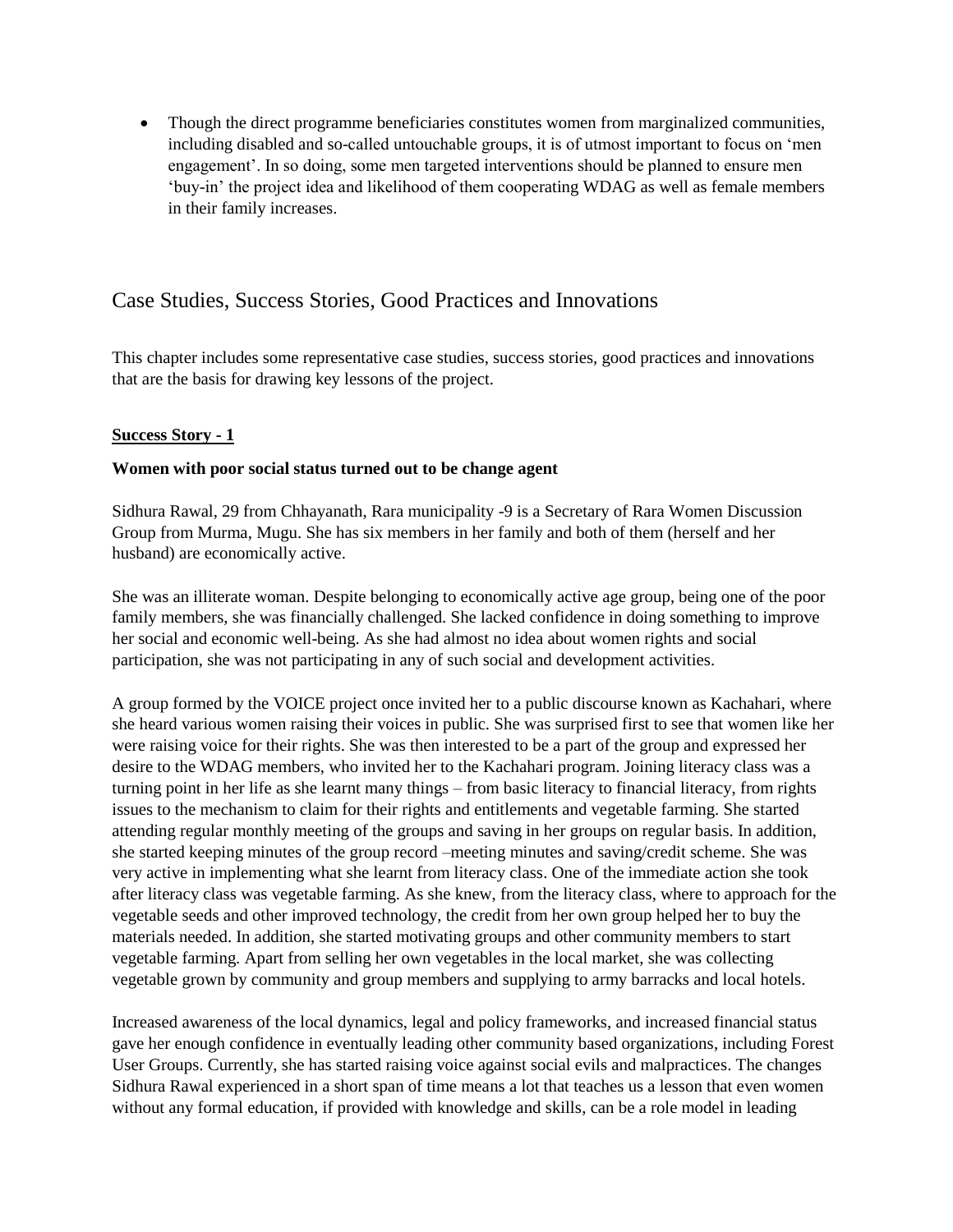- Though the direct programme beneficiaries constitutes women from marginalized communities, including disabled and so-called untouchable groups, it is of utmost important to focus on 'men engagement'. In so doing, some men targeted interventions should be planned to ensure men 'buy-in' the project idea and likelihood of them cooperating WDAG as well as female members in their family increases.

## Case Studies, Success Stories, Good Practices and Innovations

This chapter includes some representative case studies, success stories, good practices and innovations that are the basis for drawing key lessons of the project.

### Success Story - 1

**Women with poor social status turned out to be change agent**

Sidhura Rawal, 29 from Chhayanath, Rara municipality -9 is a Secretary of Rara Women Discussion Group from Murma, Mugu. She has six members in her family and both of them (herself and her husband) are economically active.

She was an illiterate woman. Despite belonging to economically active age group, being one of the poor family members, she was financially challenged. She lacked confidence in doing something to improve her social and economic well-being. As she had almost no idea about women rights and social participation, she was not participating in any of such social and development activities.

A group formed by the VOICE project once invited her to a public discourse known as Kachahari, where she heard various women raising their voices in public. She was surprised first to see that women like her were raising voice for their rights. She was then interested to be a part of the group and expressed her desire to the WDAG members, who invited her to the Kachahari program. Joining literacy class was a turning point in her life as she learnt many things – from basic literacy to financial literacy, from rights issues to the mechanism to claim for their rights and entitlements and vegetable farming. She started attending regular monthly meeting of the groups and saving in her groups on regular basis. In addition, she started keeping minutes of the group record –meeting minutes and saving/credit scheme. She was very active in implementing what she learnt from literacy class. One of the immediate action she took after literacy class was vegetable farming. As she knew, from the literacy class, where to approach for the vegetable seeds and other improved technology, the credit from her own group helped her to buy the materials needed. In addition, she started motivating groups and other community members to start vegetable farming. Apart from selling her own vegetables in the local market, she was collecting vegetable grown by community and group members and supplying to army barracks and local hotels.

Increased awareness of the local dynamics, legal and policy frameworks, and increased financial status gave her enough confidence in eventually leading other community based organizations, including Forest User Groups. Currently, she has started raising voice against social evils and malpractices. The changes Sidhura Rawal experienced in a short span of time means a lot that teaches us a lesson that even women without any formal education, if provided with knowledge and skills, can be a role model in leading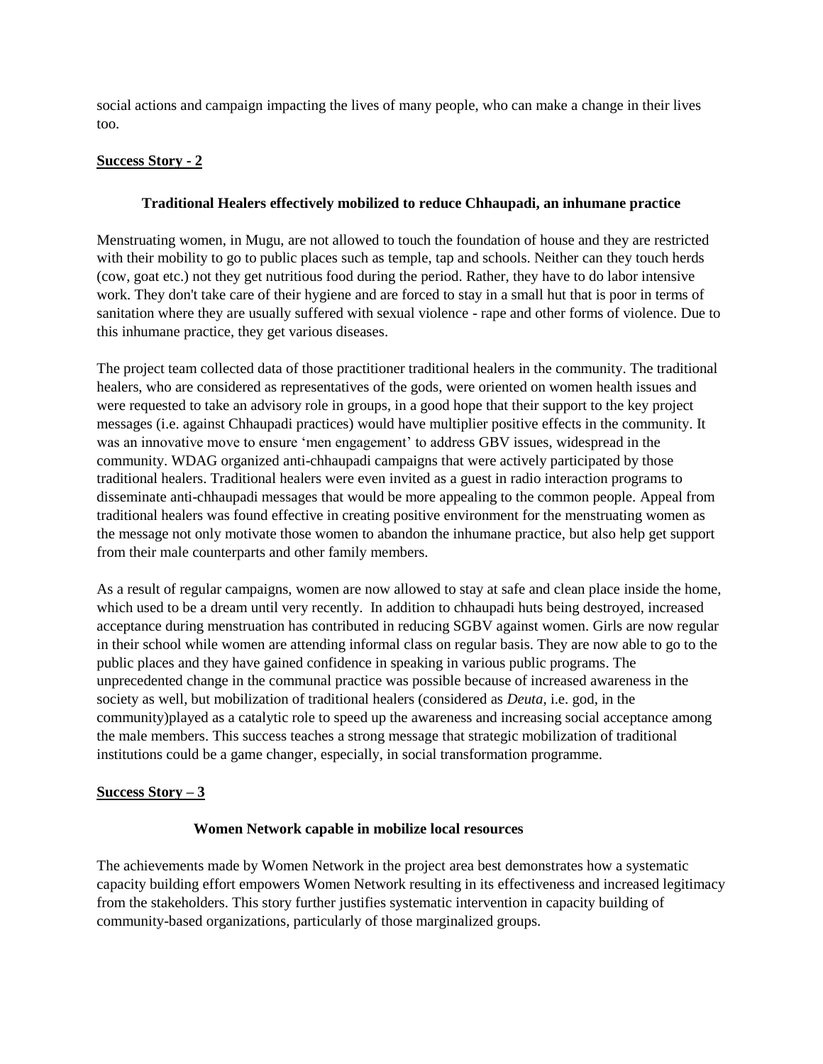social actions and campaign impacting the lives of many people, who can make a change in their lives too.

**Success Story - 2**

### Traditional Healers effectively mobilized to reduce Chhaupadi, an inhumane practice

Menstruating women, in Mugu, are not allowed to touch the foundation of house and they are restricted with their mobility to go to public places such as temple, tap and schools. Neither can they touch herds (cow, goat etc.) not they get nutritious food during the period. Rather, they have to do labor intensive work. They don't take care of their hygiene and are forced to stay in a small hut that is poor in terms of sanitation where they are usually suffered with sexual violence - rape and other forms of violence. Due to this inhumane practice, they get various diseases.

The project team collected data of those practitioner traditional healers in the community. The traditional healers, who are considered as representatives of the gods, were oriented on women health issues and were requested to take an advisory role in groups, in a good hope that their support to the key project messages (i.e. against Chhaupadi practices) would have multiplier positive effects in the community. It was an innovative move to ensure 'men engagement' to address GBV issues, widespread in the community. WDAG organized anti-chhaupadi campaigns that were actively participated by those traditional healers. Traditional healers were even invited as a guest in radio interaction programs to disseminate anti-chhaupadi messages that would be more appealing to the common people. Appeal from traditional healers was found effective in creating positive environment for the menstruating women as the message not only motivate those women to abandon the inhumane practice, but also help get support from their male counterparts and other family members.

As a result of regular campaigns, women are now allowed to stay at safe and clean place inside the home, which used to be a dream until very recently. In addition to chhaupadi huts being destroyed, increased acceptance during menstruation has contributed in reducing SGBV against women. Girls are now regular in their school while women are attending informal class on regular basis. They are now able to go to the public places and they have gained confidence in speaking in various public programs. The unprecedented change in the communal practice was possible because of increased awareness in the society as well, but mobilization of traditional healers (considered as *Deuta*, i.e. god, in the community)played as a catalytic role to speed up the awareness and increasing social acceptance among the male members. This success teaches a strong message that strategic mobilization of traditional institutions could be a game changer, especially, in social transformation programme.

**Success Story – 3**

### Women Network capable in mobilize local resources

The achievements made by Women Network in the project area best demonstrates how a systematic capacity building effort empowers Women Network resulting in its effectiveness and increased legitimacy from the stakeholders. This story further justifies systematic intervention in capacity building of community-based organizations, particularly of those marginalized groups.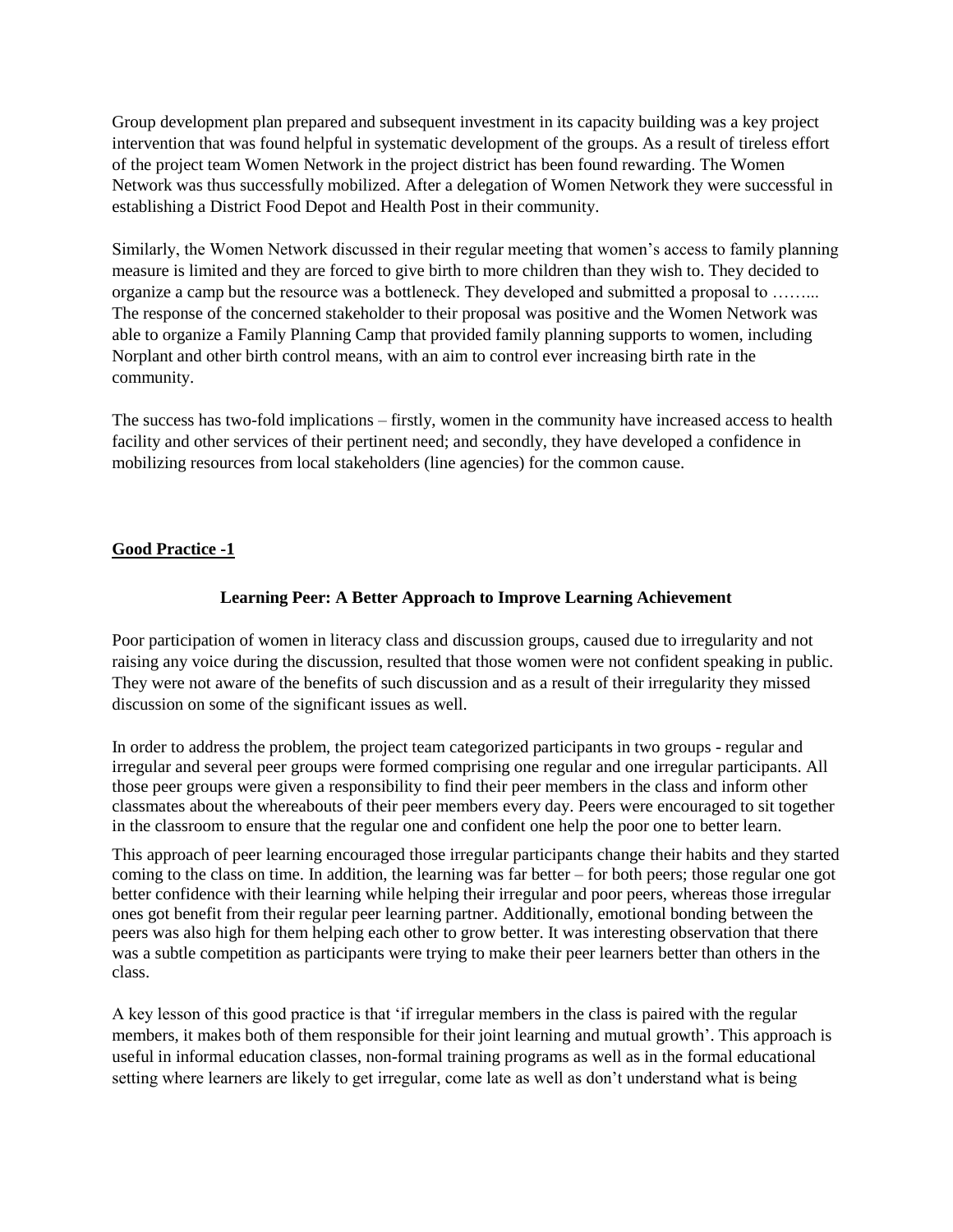Group development plan prepared and subsequent investment in its capacity building was a key project intervention that was found helpful in systematic development of the groups. As a result of tireless effort of the project team Women Network in the project district has been found rewarding. The Women Network was thus successfully mobilized. After a delegation of Women Network they were successful in establishing a District Food Depot and Health Post in their community.

Similarly, the Women Network discussed in their regular meeting that women's access to family planning measure is limited and they are forced to give birth to more children than they wish to. They decided to organize a camp but the resource was a bottleneck. They developed and submitted a proposal to …….. The response of the concerned stakeholder to their proposal was positive and the Women Network was able to organize a Family Planning Camp that provided family planning supports to women, including Norplant and other birth control means, with an aim to control ever increasing birth rate in the community.

The success has two-fold implications – firstly, women in the community have increased access to health facility and other services of their pertinent need; and secondly, they have developed a confidence in mobilizing resources from local stakeholders (line agencies) for the common cause.

## Good Practice -1

### Learning Peer: A Better Approach to Improve Learning Achievement

Poor participation of women in literacy class and discussion groups, caused due to irregularity and not raising any voice during the discussion, resulted that those women were not confident speaking in public. They were not aware of the benefits of such discussion and as a result of their irregularity they missed discussion on some of the significant issues as well.

In order to address the problem, the project team categorized participants in two groups - regular and irregular and several peer groups were formed comprising one regular and one irregular participants. All those peer groups were given a responsibility to find their peer members in the class and inform other classmates about the whereabouts of their peer members every day. Peers were encouraged to sit together in the classroom to ensure that the regular one and confident one help the poor one to better learn.

This approach of peer learning encouraged those irregular participants change their habits and they started coming to the class on time. In addition, the learning was far better – for both peers; those regular one got better confidence with their learning while helping their irregular and poor peers, whereas those irregular ones got benefit from their regular peer learning partner. Additionally, emotional bonding between the peers was also high for them helping each other to grow better. It was interesting observation that there was a subtle competition as participants were trying to make their peer learners better than others in the class.

A key lesson of this good practice is that 'if irregular members in the class is paired with the regular members, it makes both of them responsible for their joint learning and mutual growth'. This approach is useful in informal education classes, non-formal training programs as well as in the formal educational setting where learners are likely to get irregular, come late as well as don't understand what is being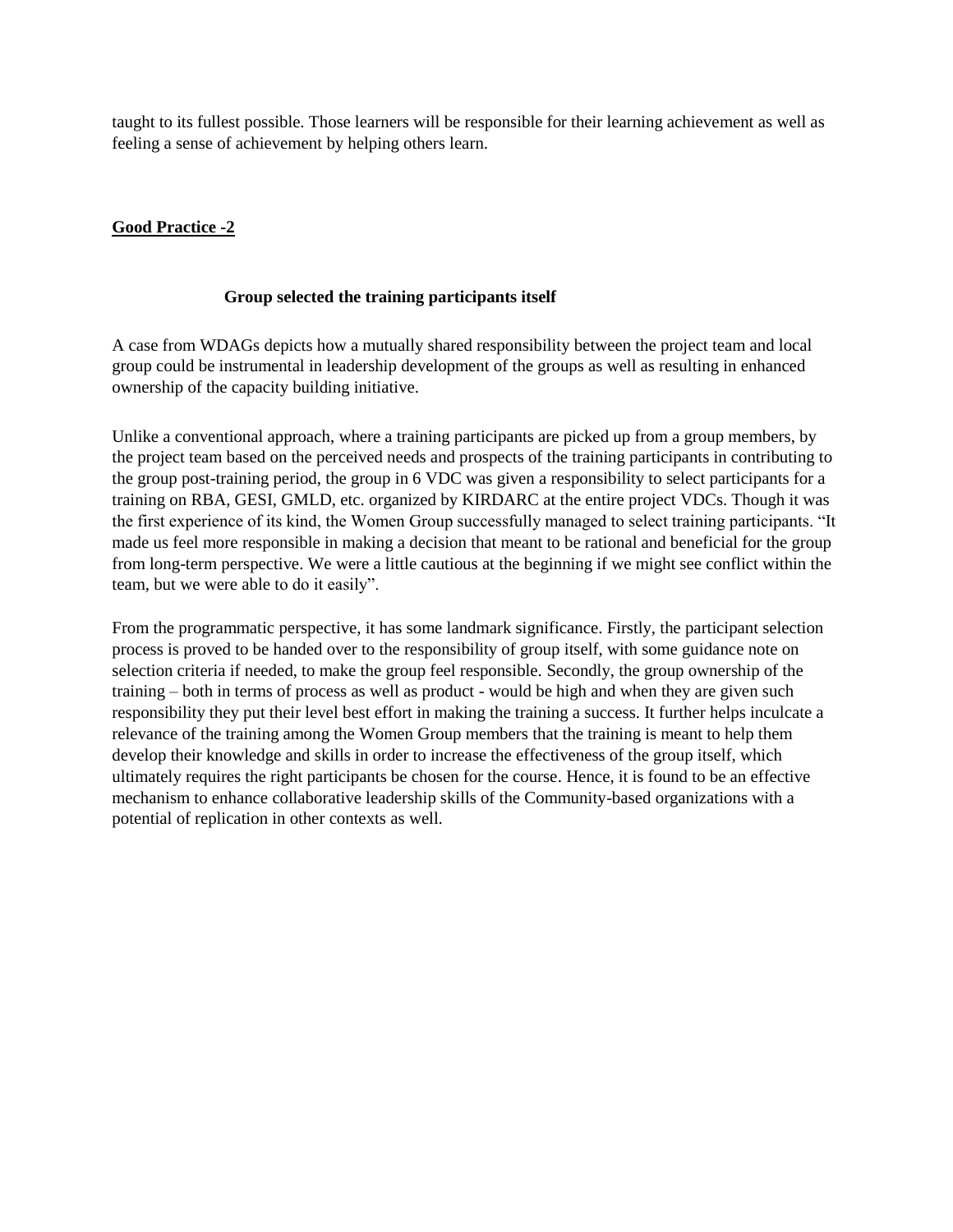taught to its fullest possible. Those learners will be responsible for their learning achievement as well as feeling a sense of achievement by helping others learn.

## **Good Practice -2**

### Group selected the training participants itself

A case from WDAGs depicts how a mutually shared responsibility between the project team and local group could be instrumental in leadership development of the groups as well as resulting in enhanced ownership of the capacity building initiative.

Unlike a conventional approach, where a training participants are picked up from a group members, by the project team based on the perceived needs and prospects of the training participants in contributing to the group post-training period, the group in 6 VDC was given a responsibility to select participants for a training on RBA, GESI, GMLD, etc. organized by KIRDARC at the entire project VDCs. Though it was the first experience of its kind, the Women Group successfully managed to select training participants. "It made us feel more responsible in making a decision that meant to be rational and beneficial for the group from long-term perspective. We were a little cautious at the beginning if we might see conflict within the team, but we were able to do it easily".

From the programmatic perspective, it has some landmark significance. Firstly, the participant selection process is proved to be handed over to the responsibility of group itself, with some guidance note on selection criteria if needed, to make the group feel responsible. Secondly, the group ownership of the training – both in terms of process as well as product - would be high and when they are given such responsibility they put their level best effort in making the training a success. It further helps inculcate a relevance of the training among the Women Group members that the training is meant to help them develop their knowledge and skills in order to increase the effectiveness of the group itself, which ultimately requires the right participants be chosen for the course. Hence, it is found to be an effective mechanism to enhance collaborative leadership skills of the Community-based organizations with a potential of replication in other contexts as well.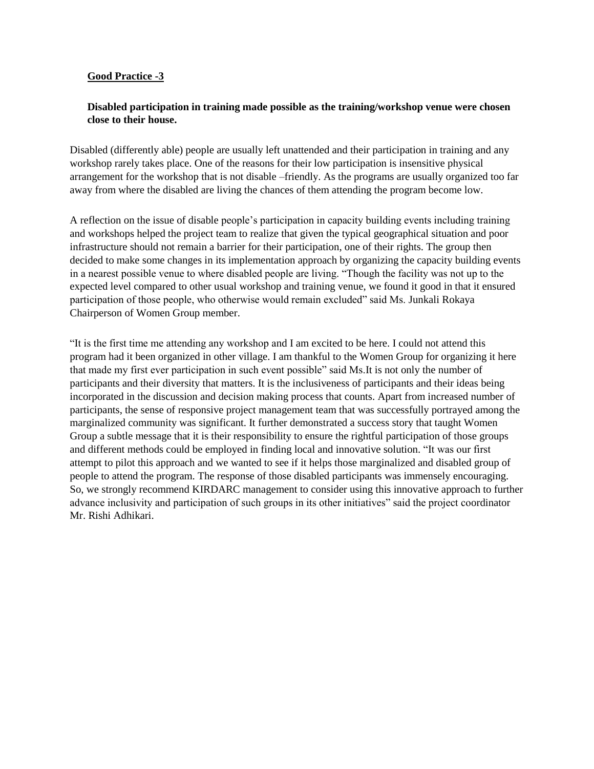**<u>Good Practice -3</u>**

**Disabled participation in training made possible as the training/workshop venue were chosen close to their house.**

Disabled (differently able) people are usually left unattended and their participation in training and any workshop rarely takes place. One of the reasons for their low participation is insensitive physical arrangement for the workshop that is not disable –friendly. As the programs are usually organized too far away from where the disabled are living the chances of them attending the program become low.

A reflection on the issue of disable people's participation in capacity building events including training and workshops helped the project team to realize that given the typical geographical situation and poor infrastructure should not remain a barrier for their participation, one of their rights. The group then decided to make some changes in its implementation approach by organizing the capacity building events in a nearest possible venue to where disabled people are living. "Though the facility was not up to the expected level compared to other usual workshop and training venue, we found it good in that it ensured participation of those people, who otherwise would remain excluded" said Ms. Junkali Rokaya Chairperson of Women Group member.

"It is the first time me attending any workshop and I am excited to be here. I could not attend this program had it been organized in other village. I am thankful to the Women Group for organizing it here that made my first ever participation in such event possible" said Ms.It is not only the number of participants and their diversity that matters. It is the inclusiveness of participants and their ideas being incorporated in the discussion and decision making process that counts. Apart from increased number of participants, the sense of responsive project management team that was successfully portrayed among the marginalized community was significant. It further demonstrated a success story that taught Women Group a subtle message that it is their responsibility to ensure the rightful participation of those groups and different methods could be employed in finding local and innovative solution. "It was our first attempt to pilot this approach and we wanted to see if it helps those marginalized and disabled group of people to attend the program. The response of those disabled participants was immensely encouraging. So, we strongly recommend KIRDARC management to consider using this innovative approach to further advance inclusivity and participation of such groups in its other initiatives" said the project coordinator Mr. Rishi Adhikari.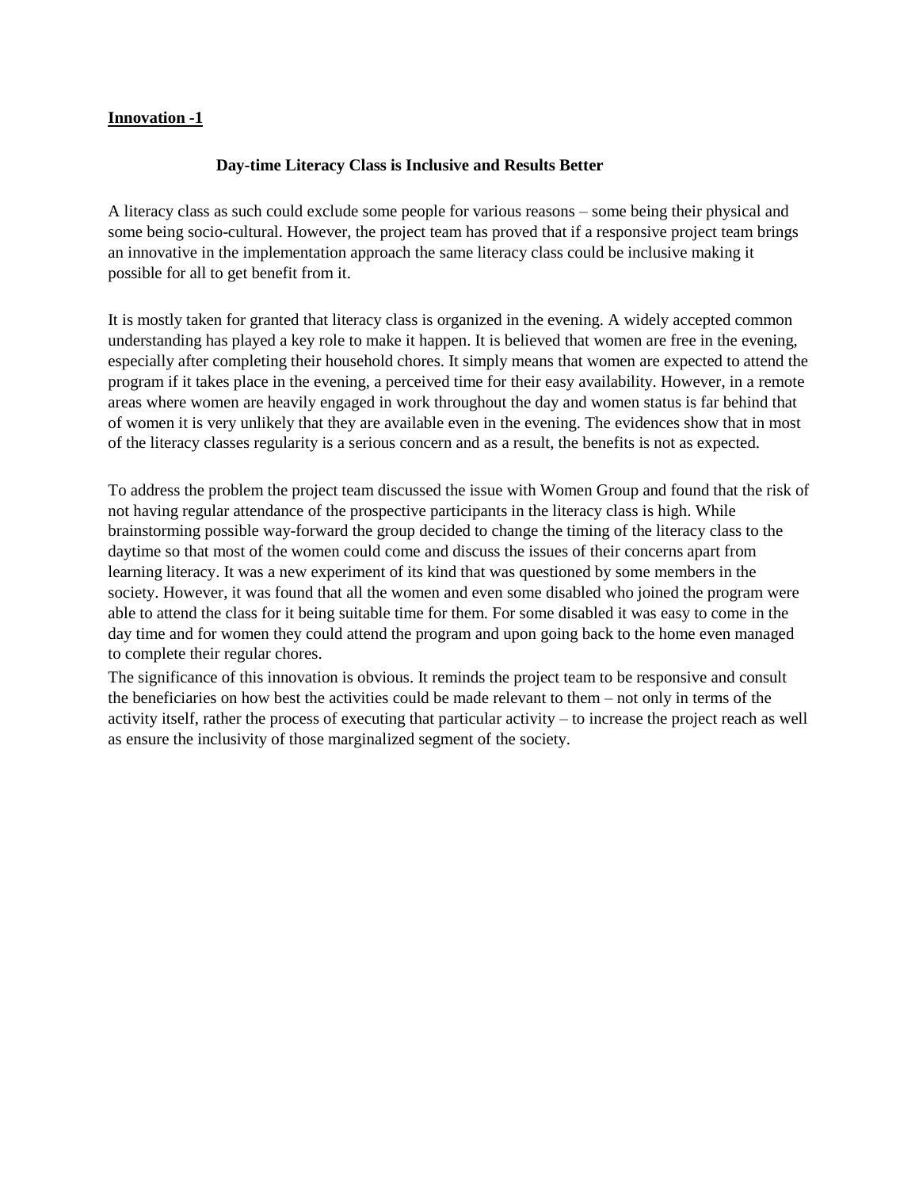**<u>Innovation -1</u>**

### Day-time Literacy Class is Inclusive and Results Better

A literacy class as such could exclude some people for various reasons – some being their physical and some being socio-cultural. However, the project team has proved that if a responsive project team brings an innovative in the implementation approach the same literacy class could be inclusive making it possible for all to get benefit from it.

It is mostly taken for granted that literacy class is organized in the evening. A widely accepted common understanding has played a key role to make it happen. It is believed that women are free in the evening, especially after completing their household chores. It simply means that women are expected to attend the program if it takes place in the evening, a perceived time for their easy availability. However, in a remote areas where women are heavily engaged in work throughout the day and women status is far behind that of women it is very unlikely that they are available even in the evening. The evidences show that in most of the literacy classes regularity is a serious concern and as a result, the benefits is not as expected.

To address the problem the project team discussed the issue with Women Group and found that the risk of not having regular attendance of the prospective participants in the literacy class is high. While brainstorming possible way-forward the group decided to change the timing of the literacy class to the daytime so that most of the women could come and discuss the issues of their concerns apart from learning literacy. It was a new experiment of its kind that was questioned by some members in the society. However, it was found that all the women and even some disabled who joined the program were able to attend the class for it being suitable time for them. For some disabled it was easy to come in the day time and for women they could attend the program and upon going back to the home even managed to complete their regular chores.

The significance of this innovation is obvious. It reminds the project team to be responsive and consult the beneficiaries on how best the activities could be made relevant to them – not only in terms of the activity itself, rather the process of executing that particular activity – to increase the project reach as well as ensure the inclusivity of those marginalized segment of the society.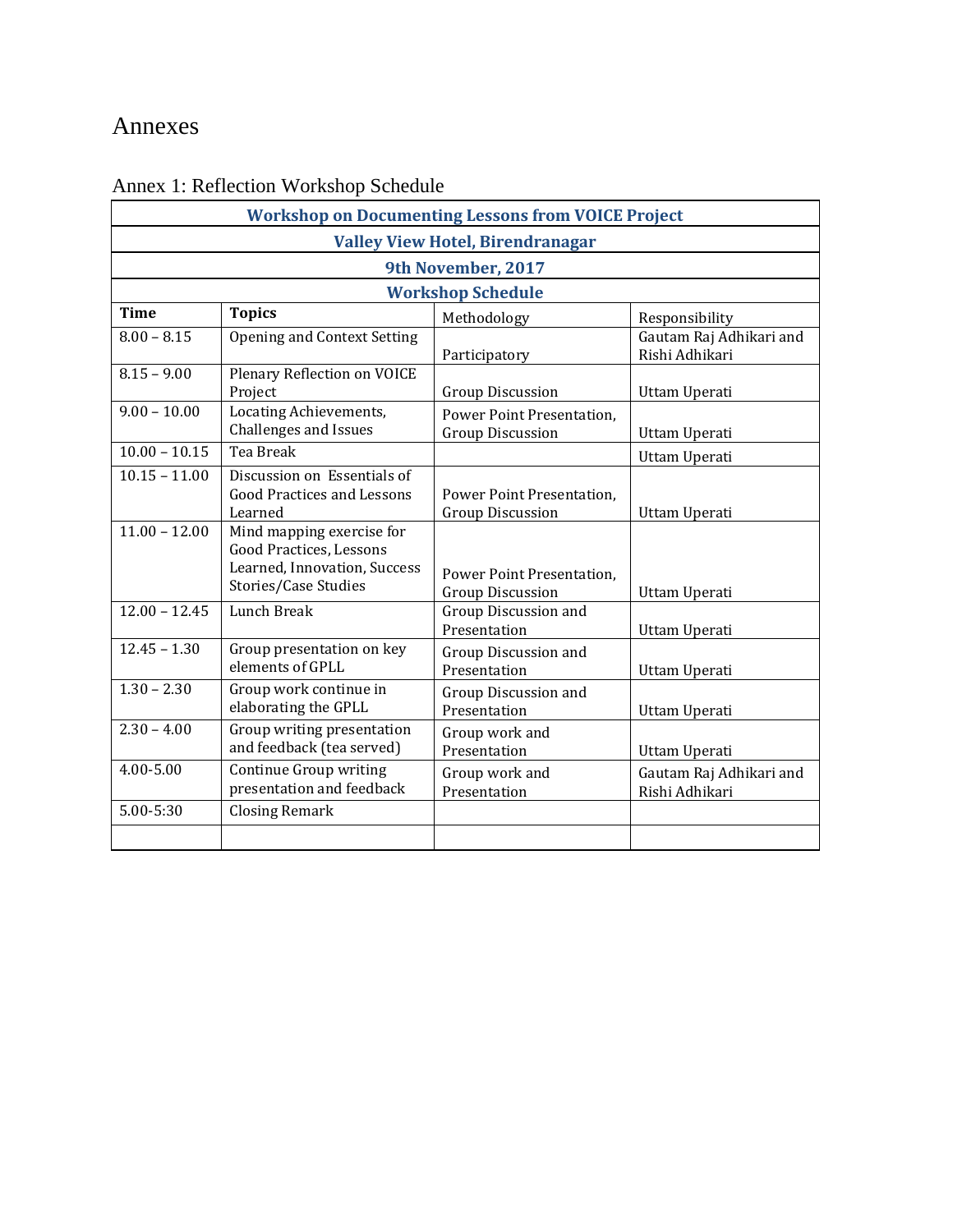# Annexes

## Annex 1: Reflection Workshop Schedule

| Workshop on Documenting Lessons from VOICE Project | | | |
|---|---|---|---|
| Valley View Hotel, Birendranagar | | | |
| 9th November, 2017 | | | |
| Workshop Schedule | | | |
| **Time** | **Topics** | Methodology | Responsibility |
| 8.00 – 8.15 | Opening and Context Setting | Participatory | Gautam Raj Adhikari and Rishi Adhikari |
| 8.15 – 9.00 | Plenary Reflection on VOICE Project | Group Discussion | Uttam Uperati |
| 9.00 – 10.00 | Locating Achievements, Challenges and Issues | Power Point Presentation, Group Discussion | Uttam Uperati |
| 10.00 – 10.15 | Tea Break | | Uttam Uperati |
| 10.15 – 11.00 | Discussion on Essentials of Good Practices and Lessons Learned | Power Point Presentation, Group Discussion | Uttam Uperati |
| 11.00 – 12.00 | Mind mapping exercise for Good Practices, Lessons Learned, Innovation, Success Stories/Case Studies | Power Point Presentation, Group Discussion | Uttam Uperati |
| 12.00 – 12.45 | Lunch Break | Group Discussion and Presentation | Uttam Uperati |
| 12.45 – 1.30 | Group presentation on key elements of GPLL | Group Discussion and Presentation | Uttam Uperati |
| 1.30 – 2.30 | Group work continue in elaborating the GPLL | Group Discussion and Presentation | Uttam Uperati |
| 2.30 – 4.00 | Group writing presentation and feedback (tea served) | Group work and Presentation | Uttam Uperati |
| 4.00-5.00 | Continue Group writing presentation and feedback | Group work and Presentation | Gautam Raj Adhikari and Rishi Adhikari |
| 5.00-5:30 | Closing Remark | | |
| | | | |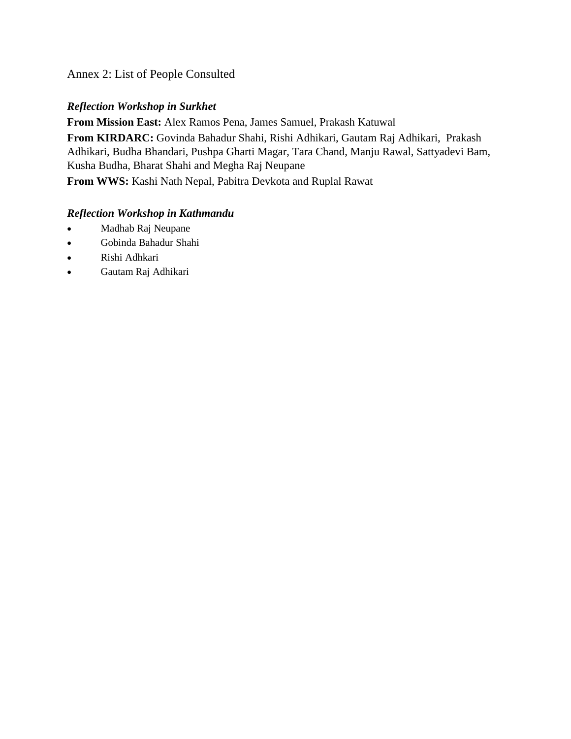# Annex 2: List of People Consulted

***Reflection Workshop in Surkhet***

**From Mission East:** Alex Ramos Pena, James Samuel, Prakash Katuwal

**From KIRDARC:** Govinda Bahadur Shahi, Rishi Adhikari, Gautam Raj Adhikari, Prakash Adhikari, Budha Bhandari, Pushpa Gharti Magar, Tara Chand, Manju Rawal, Sattyadevi Bam, Kusha Budha, Bharat Shahi and Megha Raj Neupane

**From WWS:** Kashi Nath Nepal, Pabitra Devkota and Ruplal Rawat

***Reflection Workshop in Kathmandu***

- Madhab Raj Neupane
- Gobinda Bahadur Shahi
- Rishi Adhkari
- Gautam Raj Adhikari